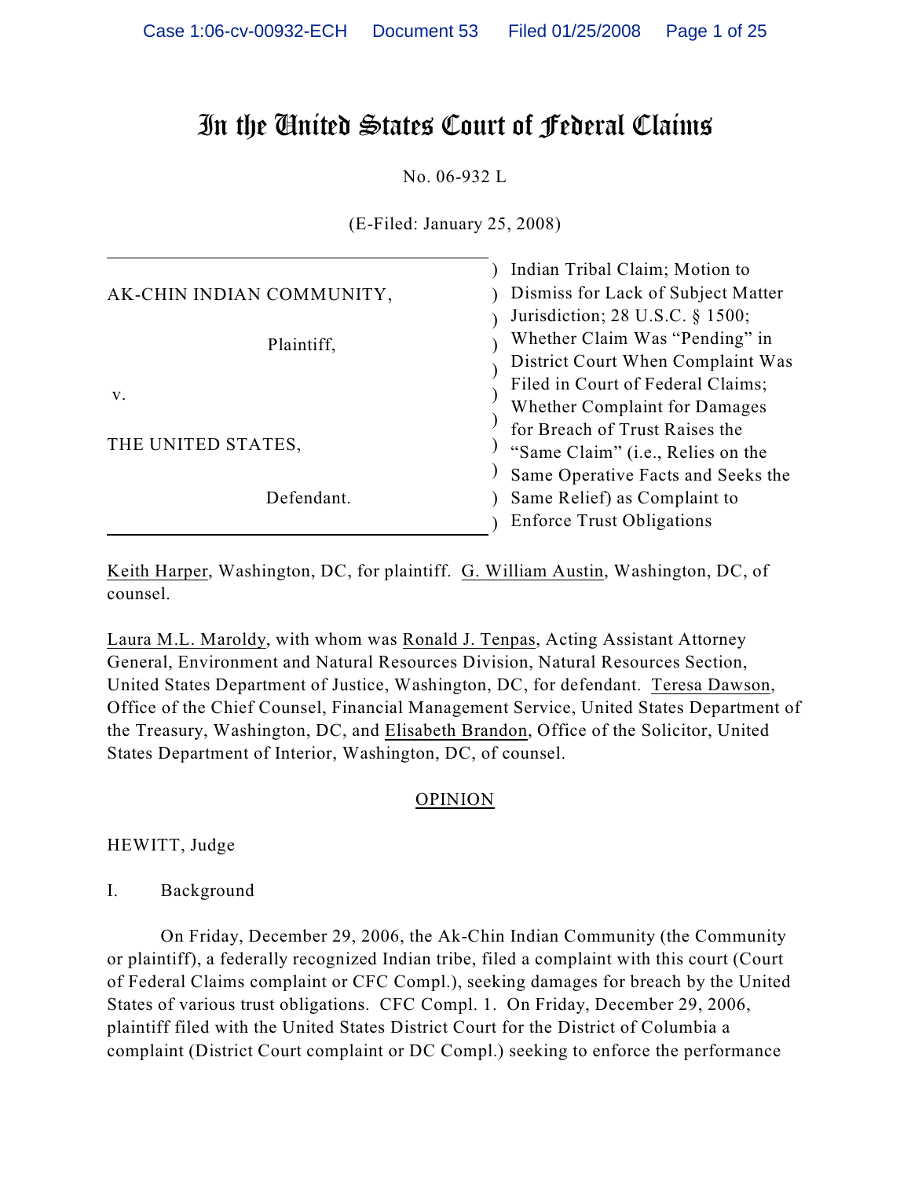# In the United States Court of Federal Claims

No. 06-932 L

(E-Filed: January 25, 2008)

| | |
|---|---|
| AK-CHIN INDIAN COMMUNITY,<br><br>Plaintiff,<br><br>v.<br><br>THE UNITED STATES,<br><br>Defendant. | Indian Tribal Claim; Motion to Dismiss for Lack of Subject Matter Jurisdiction; 28 U.S.C. § 1500; Whether Claim Was "Pending" in District Court When Complaint Was Filed in Court of Federal Claims; Whether Complaint for Damages for Breach of Trust Raises the "Same Claim" (i.e., Relies on the Same Operative Facts and Seeks the Same Relief) as Complaint to Enforce Trust Obligations |

Keith Harper, Washington, DC, for plaintiff. G. William Austin, Washington, DC, of counsel.

Laura M.L. Maroldy, with whom was Ronald J. Tenpas, Acting Assistant Attorney General, Environment and Natural Resources Division, Natural Resources Section, United States Department of Justice, Washington, DC, for defendant. Teresa Dawson, Office of the Chief Counsel, Financial Management Service, United States Department of the Treasury, Washington, DC, and Elisabeth Brandon, Office of the Solicitor, United States Department of Interior, Washington, DC, of counsel.

## OPINION

HEWITT, Judge

### I. Background

On Friday, December 29, 2006, the Ak-Chin Indian Community (the Community or plaintiff), a federally recognized Indian tribe, filed a complaint with this court (Court of Federal Claims complaint or CFC Compl.), seeking damages for breach by the United States of various trust obligations. CFC Compl. 1. On Friday, December 29, 2006, plaintiff filed with the United States District Court for the District of Columbia a complaint (District Court complaint or DC Compl.) seeking to enforce the performance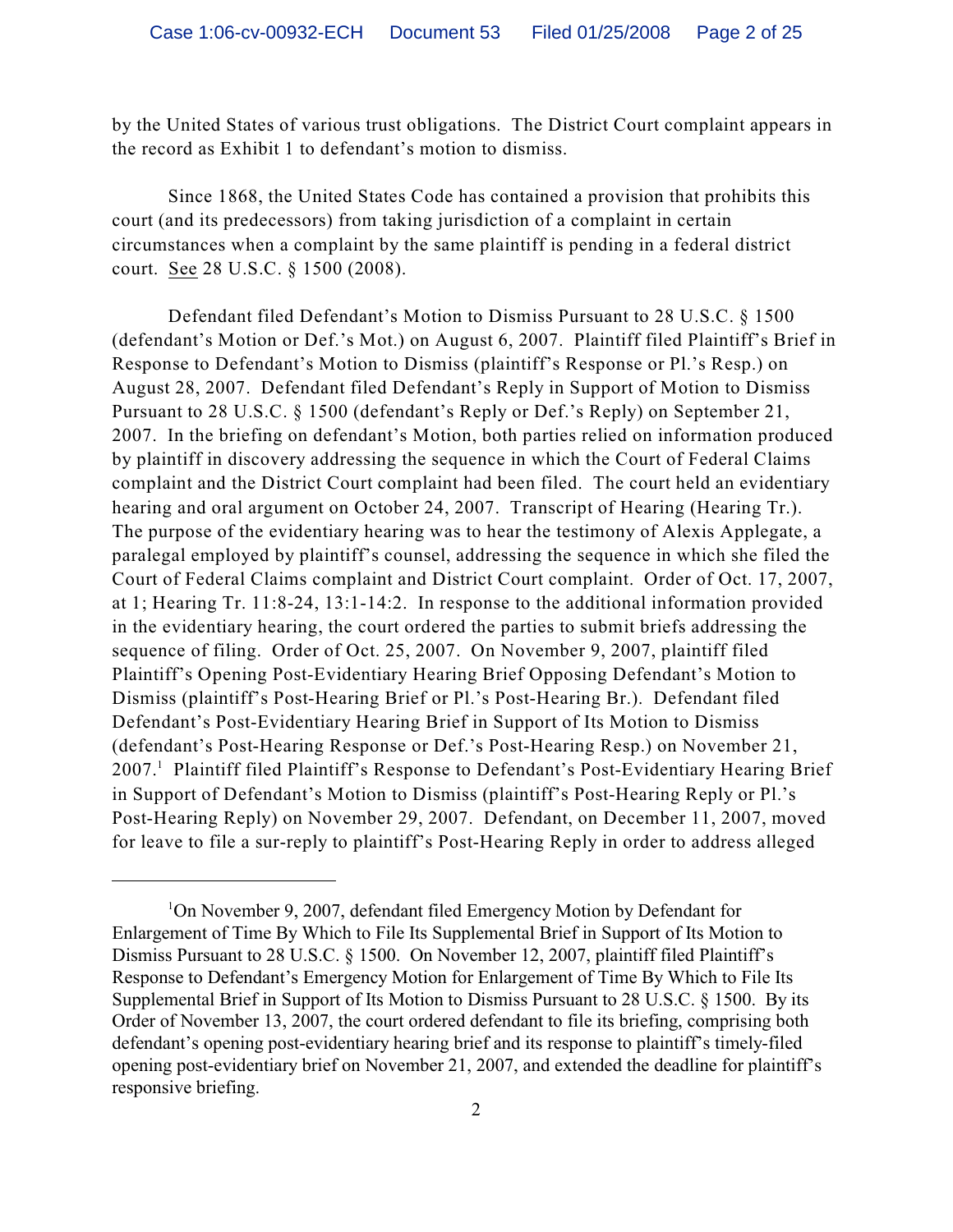by the United States of various trust obligations. The District Court complaint appears in the record as Exhibit 1 to defendant's motion to dismiss.

Since 1868, the United States Code has contained a provision that prohibits this court (and its predecessors) from taking jurisdiction of a complaint in certain circumstances when a complaint by the same plaintiff is pending in a federal district court. See 28 U.S.C. § 1500 (2008).

Defendant filed Defendant's Motion to Dismiss Pursuant to 28 U.S.C. § 1500 (defendant's Motion or Def.'s Mot.) on August 6, 2007. Plaintiff filed Plaintiff's Brief in Response to Defendant's Motion to Dismiss (plaintiff's Response or Pl.'s Resp.) on August 28, 2007. Defendant filed Defendant's Reply in Support of Motion to Dismiss Pursuant to 28 U.S.C. § 1500 (defendant's Reply or Def.'s Reply) on September 21, 2007. In the briefing on defendant's Motion, both parties relied on information produced by plaintiff in discovery addressing the sequence in which the Court of Federal Claims complaint and the District Court complaint had been filed. The court held an evidentiary hearing and oral argument on October 24, 2007. Transcript of Hearing (Hearing Tr.). The purpose of the evidentiary hearing was to hear the testimony of Alexis Applegate, a paralegal employed by plaintiff's counsel, addressing the sequence in which she filed the Court of Federal Claims complaint and District Court complaint. Order of Oct. 17, 2007, at 1; Hearing Tr. 11:8-24, 13:1-14:2. In response to the additional information provided in the evidentiary hearing, the court ordered the parties to submit briefs addressing the sequence of filing. Order of Oct. 25, 2007. On November 9, 2007, plaintiff filed Plaintiff's Opening Post-Evidentiary Hearing Brief Opposing Defendant's Motion to Dismiss (plaintiff's Post-Hearing Brief or Pl.'s Post-Hearing Br.). Defendant filed Defendant's Post-Evidentiary Hearing Brief in Support of Its Motion to Dismiss (defendant's Post-Hearing Response or Def.'s Post-Hearing Resp.) on November 21, 2007.[1] Plaintiff filed Plaintiff's Response to Defendant's Post-Evidentiary Hearing Brief in Support of Defendant's Motion to Dismiss (plaintiff's Post-Hearing Reply or Pl.'s Post-Hearing Reply) on November 29, 2007. Defendant, on December 11, 2007, moved for leave to file a sur-reply to plaintiff's Post-Hearing Reply in order to address alleged

---

[1] On November 9, 2007, defendant filed Emergency Motion by Defendant for Enlargement of Time By Which to File Its Supplemental Brief in Support of Its Motion to Dismiss Pursuant to 28 U.S.C. § 1500. On November 12, 2007, plaintiff filed Plaintiff's Response to Defendant's Emergency Motion for Enlargement of Time By Which to File Its Supplemental Brief in Support of Its Motion to Dismiss Pursuant to 28 U.S.C. § 1500. By its Order of November 13, 2007, the court ordered defendant to file its briefing, comprising both defendant's opening post-evidentiary hearing brief and its response to plaintiff's timely-filed opening post-evidentiary brief on November 21, 2007, and extended the deadline for plaintiff's responsive briefing.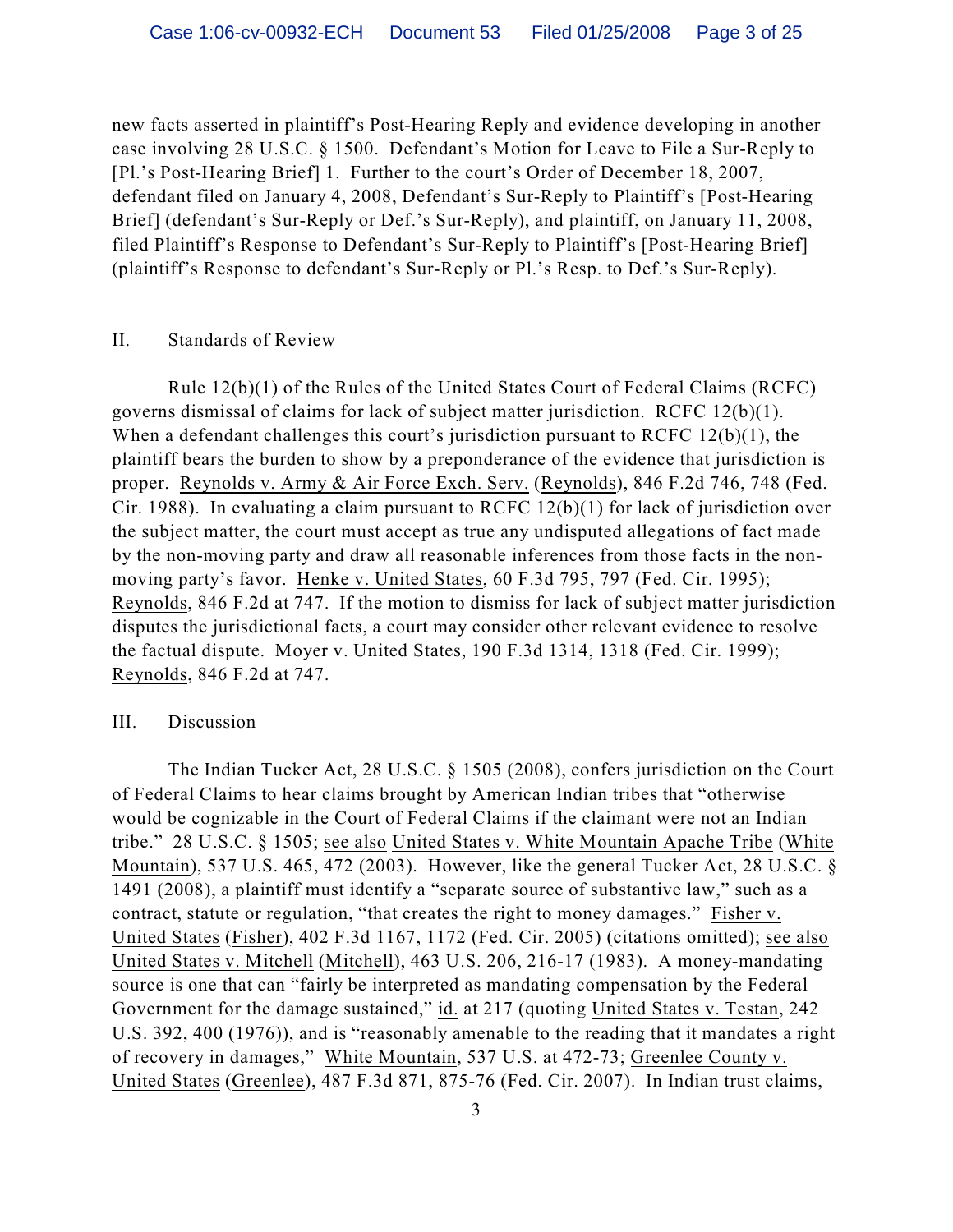new facts asserted in plaintiff's Post-Hearing Reply and evidence developing in another case involving 28 U.S.C. § 1500. Defendant's Motion for Leave to File a Sur-Reply to [Pl.'s Post-Hearing Brief] 1. Further to the court's Order of December 18, 2007, defendant filed on January 4, 2008, Defendant's Sur-Reply to Plaintiff's [Post-Hearing Brief] (defendant's Sur-Reply or Def.'s Sur-Reply), and plaintiff, on January 11, 2008, filed Plaintiff's Response to Defendant's Sur-Reply to Plaintiff's [Post-Hearing Brief] (plaintiff's Response to defendant's Sur-Reply or Pl.'s Resp. to Def.'s Sur-Reply).

## II. Standards of Review

Rule 12(b)(1) of the Rules of the United States Court of Federal Claims (RCFC) governs dismissal of claims for lack of subject matter jurisdiction. RCFC 12(b)(1). When a defendant challenges this court's jurisdiction pursuant to RCFC 12(b)(1), the plaintiff bears the burden to show by a preponderance of the evidence that jurisdiction is proper. Reynolds v. Army & Air Force Exch. Serv. (Reynolds), 846 F.2d 746, 748 (Fed. Cir. 1988). In evaluating a claim pursuant to RCFC 12(b)(1) for lack of jurisdiction over the subject matter, the court must accept as true any undisputed allegations of fact made by the non-moving party and draw all reasonable inferences from those facts in the non-moving party's favor. Henke v. United States, 60 F.3d 795, 797 (Fed. Cir. 1995); Reynolds, 846 F.2d at 747. If the motion to dismiss for lack of subject matter jurisdiction disputes the jurisdictional facts, a court may consider other relevant evidence to resolve the factual dispute. Moyer v. United States, 190 F.3d 1314, 1318 (Fed. Cir. 1999); Reynolds, 846 F.2d at 747.

## III. Discussion

The Indian Tucker Act, 28 U.S.C. § 1505 (2008), confers jurisdiction on the Court of Federal Claims to hear claims brought by American Indian tribes that "otherwise would be cognizable in the Court of Federal Claims if the claimant were not an Indian tribe." 28 U.S.C. § 1505; see also United States v. White Mountain Apache Tribe (White Mountain), 537 U.S. 465, 472 (2003). However, like the general Tucker Act, 28 U.S.C. § 1491 (2008), a plaintiff must identify a "separate source of substantive law," such as a contract, statute or regulation, "that creates the right to money damages." Fisher v. United States (Fisher), 402 F.3d 1167, 1172 (Fed. Cir. 2005) (citations omitted); see also United States v. Mitchell (Mitchell), 463 U.S. 206, 216-17 (1983). A money-mandating source is one that can "fairly be interpreted as mandating compensation by the Federal Government for the damage sustained," id. at 217 (quoting United States v. Testan, 242 U.S. 392, 400 (1976)), and is "reasonably amenable to the reading that it mandates a right of recovery in damages," White Mountain, 537 U.S. at 472-73; Greenlee County v. United States (Greenlee), 487 F.3d 871, 875-76 (Fed. Cir. 2007). In Indian trust claims,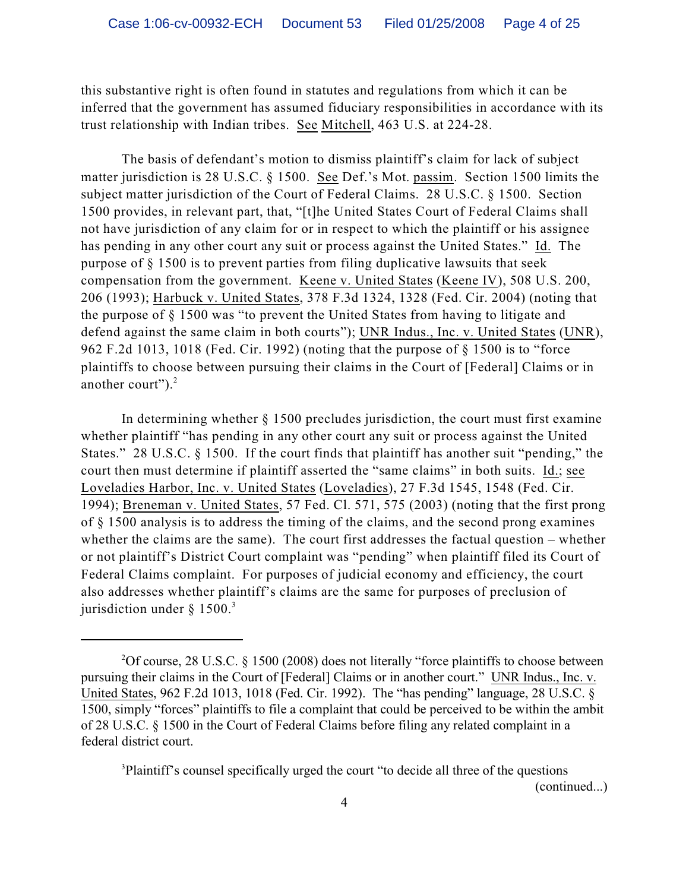this substantive right is often found in statutes and regulations from which it can be inferred that the government has assumed fiduciary responsibilities in accordance with its trust relationship with Indian tribes. See Mitchell, 463 U.S. at 224-28.

The basis of defendant's motion to dismiss plaintiff's claim for lack of subject matter jurisdiction is 28 U.S.C. § 1500. See Def.'s Mot. passim. Section 1500 limits the subject matter jurisdiction of the Court of Federal Claims. 28 U.S.C. § 1500. Section 1500 provides, in relevant part, that, "[t]he United States Court of Federal Claims shall not have jurisdiction of any claim for or in respect to which the plaintiff or his assignee has pending in any other court any suit or process against the United States." Id. The purpose of § 1500 is to prevent parties from filing duplicative lawsuits that seek compensation from the government. Keene v. United States (Keene IV), 508 U.S. 200, 206 (1993); Harbuck v. United States, 378 F.3d 1324, 1328 (Fed. Cir. 2004) (noting that the purpose of § 1500 was "to prevent the United States from having to litigate and defend against the same claim in both courts"); UNR Indus., Inc. v. United States (UNR), 962 F.2d 1013, 1018 (Fed. Cir. 1992) (noting that the purpose of § 1500 is to "force plaintiffs to choose between pursuing their claims in the Court of [Federal] Claims or in another court").[2]

In determining whether § 1500 precludes jurisdiction, the court must first examine whether plaintiff "has pending in any other court any suit or process against the United States." 28 U.S.C. § 1500. If the court finds that plaintiff has another suit "pending," the court then must determine if plaintiff asserted the "same claims" in both suits. Id.; see Loveladies Harbor, Inc. v. United States (Loveladies), 27 F.3d 1545, 1548 (Fed. Cir. 1994); Breneman v. United States, 57 Fed. Cl. 571, 575 (2003) (noting that the first prong of § 1500 analysis is to address the timing of the claims, and the second prong examines whether the claims are the same). The court first addresses the factual question – whether or not plaintiff's District Court complaint was "pending" when plaintiff filed its Court of Federal Claims complaint. For purposes of judicial economy and efficiency, the court also addresses whether plaintiff's claims are the same for purposes of preclusion of jurisdiction under § 1500.[3]

---

[2]Of course, 28 U.S.C. § 1500 (2008) does not literally "force plaintiffs to choose between pursuing their claims in the Court of [Federal] Claims or in another court." UNR Indus., Inc. v. United States, 962 F.2d 1013, 1018 (Fed. Cir. 1992). The "has pending" language, 28 U.S.C. § 1500, simply "forces" plaintiffs to file a complaint that could be perceived to be within the ambit of 28 U.S.C. § 1500 in the Court of Federal Claims before filing any related complaint in a federal district court.

[3]Plaintiff's counsel specifically urged the court "to decide all three of the questions (continued...)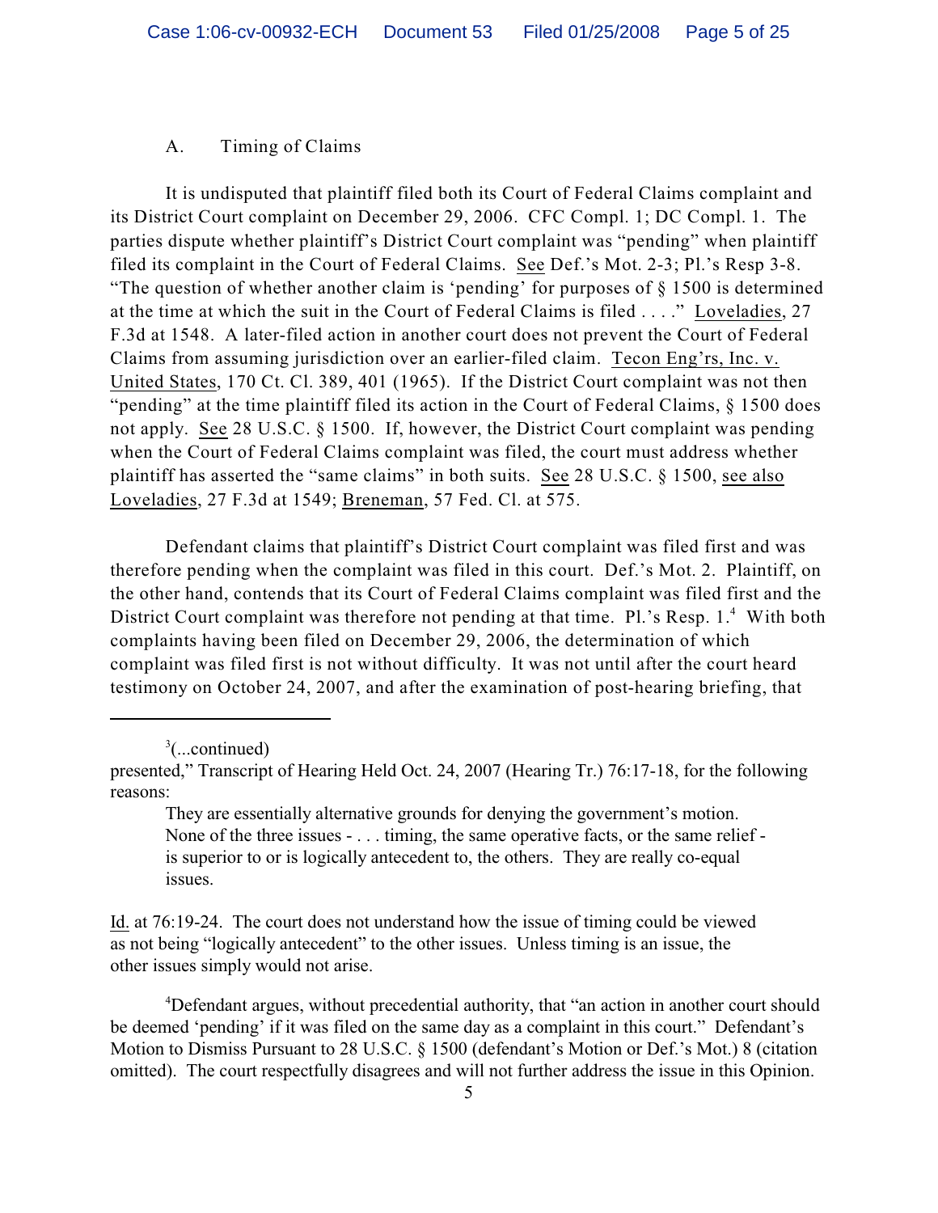### A. Timing of Claims

It is undisputed that plaintiff filed both its Court of Federal Claims complaint and its District Court complaint on December 29, 2006. CFC Compl. 1; DC Compl. 1. The parties dispute whether plaintiff's District Court complaint was "pending" when plaintiff filed its complaint in the Court of Federal Claims. See Def.'s Mot. 2-3; Pl.'s Resp 3-8. "The question of whether another claim is 'pending' for purposes of § 1500 is determined at the time at which the suit in the Court of Federal Claims is filed . . . ." Loveladies, 27 F.3d at 1548. A later-filed action in another court does not prevent the Court of Federal Claims from assuming jurisdiction over an earlier-filed claim. Tecon Eng'rs, Inc. v. United States, 170 Ct. Cl. 389, 401 (1965). If the District Court complaint was not then "pending" at the time plaintiff filed its action in the Court of Federal Claims, § 1500 does not apply. See 28 U.S.C. § 1500. If, however, the District Court complaint was pending when the Court of Federal Claims complaint was filed, the court must address whether plaintiff has asserted the "same claims" in both suits. See 28 U.S.C. § 1500, see also Loveladies, 27 F.3d at 1549; Breneman, 57 Fed. Cl. at 575.

Defendant claims that plaintiff's District Court complaint was filed first and was therefore pending when the complaint was filed in this court. Def.'s Mot. 2. Plaintiff, on the other hand, contends that its Court of Federal Claims complaint was filed first and the District Court complaint was therefore not pending at that time. Pl.'s Resp. 1.[4] With both complaints having been filed on December 29, 2006, the determination of which complaint was filed first is not without difficulty. It was not until after the court heard testimony on October 24, 2007, and after the examination of post-hearing briefing, that

---

[3](...continued)
presented," Transcript of Hearing Held Oct. 24, 2007 (Hearing Tr.) 76:17-18, for the following reasons:

> They are essentially alternative grounds for denying the government's motion. None of the three issues - . . . timing, the same operative facts, or the same relief - is superior to or is logically antecedent to, the others. They are really co-equal issues.

Id. at 76:19-24. The court does not understand how the issue of timing could be viewed as not being "logically antecedent" to the other issues. Unless timing is an issue, the other issues simply would not arise.

[4]Defendant argues, without precedential authority, that "an action in another court should be deemed 'pending' if it was filed on the same day as a complaint in this court." Defendant's Motion to Dismiss Pursuant to 28 U.S.C. § 1500 (defendant's Motion or Def.'s Mot.) 8 (citation omitted). The court respectfully disagrees and will not further address the issue in this Opinion.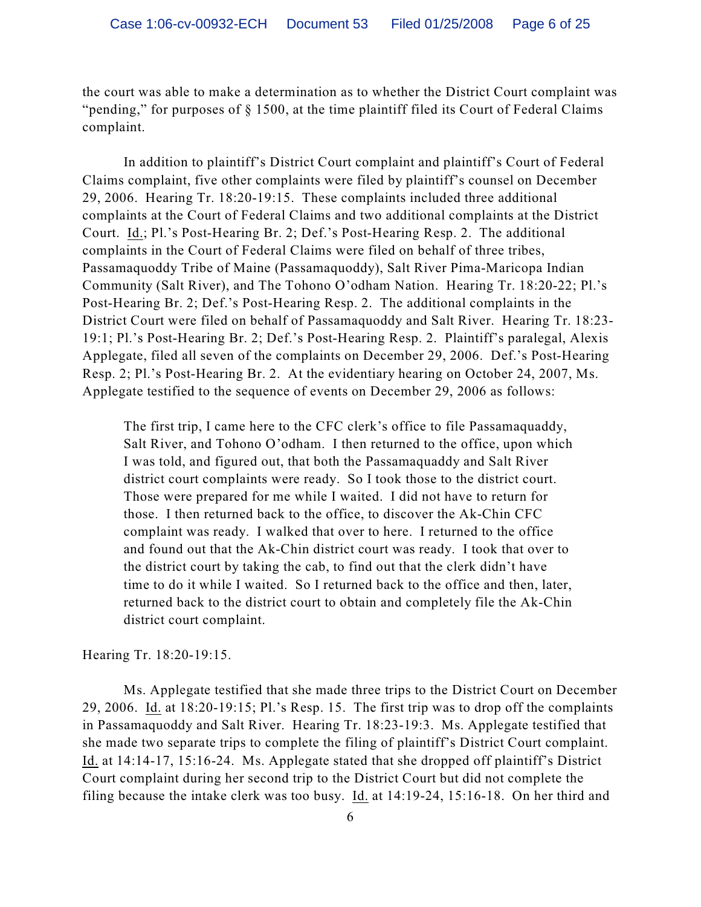the court was able to make a determination as to whether the District Court complaint was "pending," for purposes of § 1500, at the time plaintiff filed its Court of Federal Claims complaint.

In addition to plaintiff's District Court complaint and plaintiff's Court of Federal Claims complaint, five other complaints were filed by plaintiff's counsel on December 29, 2006. Hearing Tr. 18:20-19:15. These complaints included three additional complaints at the Court of Federal Claims and two additional complaints at the District Court. Id.; Pl.'s Post-Hearing Br. 2; Def.'s Post-Hearing Resp. 2. The additional complaints in the Court of Federal Claims were filed on behalf of three tribes, Passamaquoddy Tribe of Maine (Passamaquoddy), Salt River Pima-Maricopa Indian Community (Salt River), and The Tohono O'odham Nation. Hearing Tr. 18:20-22; Pl.'s Post-Hearing Br. 2; Def.'s Post-Hearing Resp. 2. The additional complaints in the District Court were filed on behalf of Passamaquoddy and Salt River. Hearing Tr. 18:23-19:1; Pl.'s Post-Hearing Br. 2; Def.'s Post-Hearing Resp. 2. Plaintiff's paralegal, Alexis Applegate, filed all seven of the complaints on December 29, 2006. Def.'s Post-Hearing Resp. 2; Pl.'s Post-Hearing Br. 2. At the evidentiary hearing on October 24, 2007, Ms. Applegate testified to the sequence of events on December 29, 2006 as follows:

> The first trip, I came here to the CFC clerk's office to file Passamaquaddy, Salt River, and Tohono O'odham. I then returned to the office, upon which I was told, and figured out, that both the Passamaquaddy and Salt River district court complaints were ready. So I took those to the district court. Those were prepared for me while I waited. I did not have to return for those. I then returned back to the office, to discover the Ak-Chin CFC complaint was ready. I walked that over to here. I returned to the office and found out that the Ak-Chin district court was ready. I took that over to the district court by taking the cab, to find out that the clerk didn't have time to do it while I waited. So I returned back to the office and then, later, returned back to the district court to obtain and completely file the Ak-Chin district court complaint.

Hearing Tr. 18:20-19:15.

Ms. Applegate testified that she made three trips to the District Court on December 29, 2006. Id. at 18:20-19:15; Pl.'s Resp. 15. The first trip was to drop off the complaints in Passamaquoddy and Salt River. Hearing Tr. 18:23-19:3. Ms. Applegate testified that she made two separate trips to complete the filing of plaintiff's District Court complaint. Id. at 14:14-17, 15:16-24. Ms. Applegate stated that she dropped off plaintiff's District Court complaint during her second trip to the District Court but did not complete the filing because the intake clerk was too busy. Id. at 14:19-24, 15:16-18. On her third and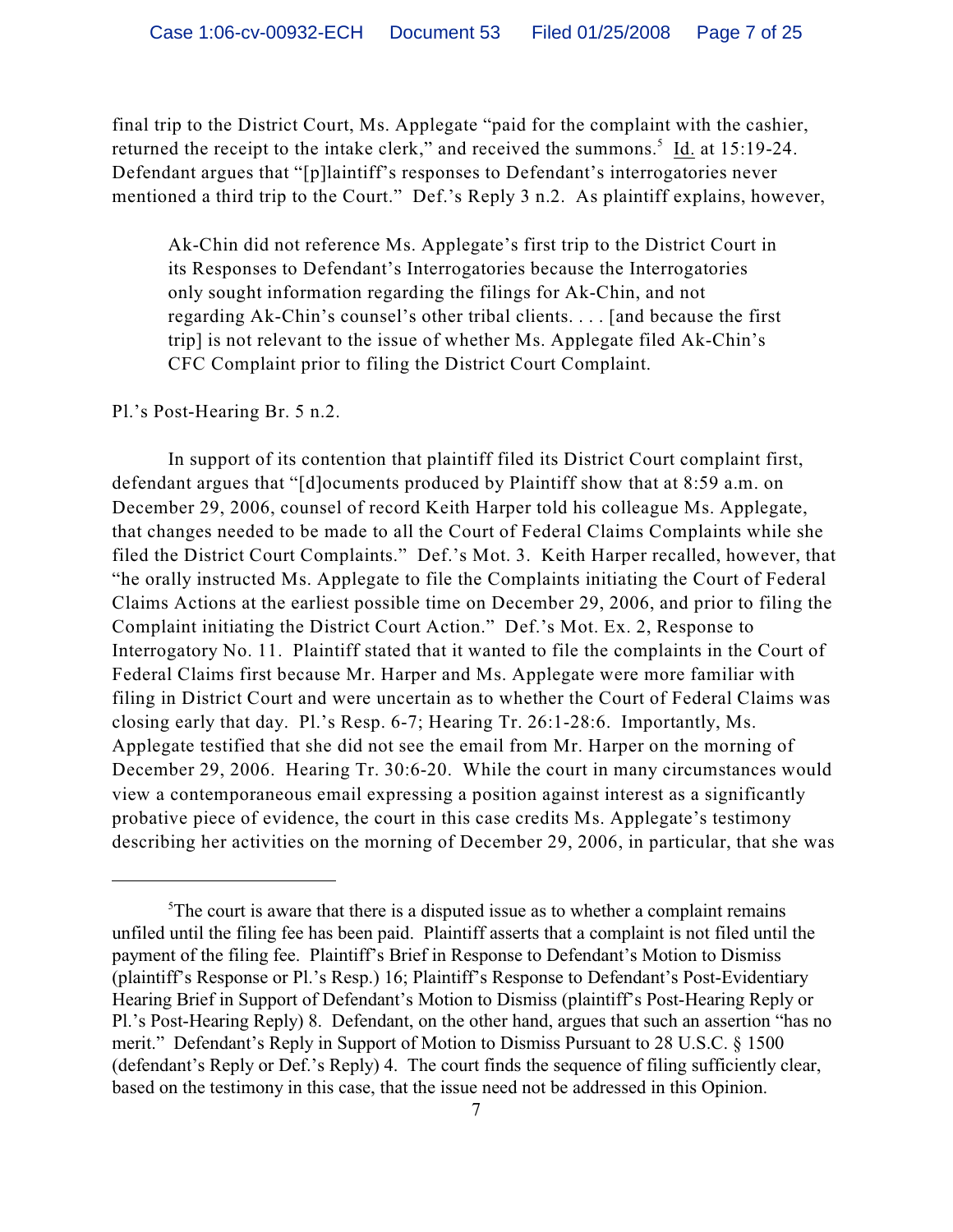final trip to the District Court, Ms. Applegate "paid for the complaint with the cashier, returned the receipt to the intake clerk," and received the summons.[5] Id. at 15:19-24. Defendant argues that "[p]laintiff's responses to Defendant's interrogatories never mentioned a third trip to the Court." Def.'s Reply 3 n.2. As plaintiff explains, however,

> Ak-Chin did not reference Ms. Applegate's first trip to the District Court in its Responses to Defendant's Interrogatories because the Interrogatories only sought information regarding the filings for Ak-Chin, and not regarding Ak-Chin's counsel's other tribal clients. . . . [and because the first trip] is not relevant to the issue of whether Ms. Applegate filed Ak-Chin's CFC Complaint prior to filing the District Court Complaint.

Pl.'s Post-Hearing Br. 5 n.2.

In support of its contention that plaintiff filed its District Court complaint first, defendant argues that "[d]ocuments produced by Plaintiff show that at 8:59 a.m. on December 29, 2006, counsel of record Keith Harper told his colleague Ms. Applegate, that changes needed to be made to all the Court of Federal Claims Complaints while she filed the District Court Complaints." Def.'s Mot. 3. Keith Harper recalled, however, that "he orally instructed Ms. Applegate to file the Complaints initiating the Court of Federal Claims Actions at the earliest possible time on December 29, 2006, and prior to filing the Complaint initiating the District Court Action." Def.'s Mot. Ex. 2, Response to Interrogatory No. 11. Plaintiff stated that it wanted to file the complaints in the Court of Federal Claims first because Mr. Harper and Ms. Applegate were more familiar with filing in District Court and were uncertain as to whether the Court of Federal Claims was closing early that day. Pl.'s Resp. 6-7; Hearing Tr. 26:1-28:6. Importantly, Ms. Applegate testified that she did not see the email from Mr. Harper on the morning of December 29, 2006. Hearing Tr. 30:6-20. While the court in many circumstances would view a contemporaneous email expressing a position against interest as a significantly probative piece of evidence, the court in this case credits Ms. Applegate's testimony describing her activities on the morning of December 29, 2006, in particular, that she was

---

[5] The court is aware that there is a disputed issue as to whether a complaint remains unfiled until the filing fee has been paid. Plaintiff asserts that a complaint is not filed until the payment of the filing fee. Plaintiff's Brief in Response to Defendant's Motion to Dismiss (plaintiff's Response or Pl.'s Resp.) 16; Plaintiff's Response to Defendant's Post-Evidentiary Hearing Brief in Support of Defendant's Motion to Dismiss (plaintiff's Post-Hearing Reply or Pl.'s Post-Hearing Reply) 8. Defendant, on the other hand, argues that such an assertion "has no merit." Defendant's Reply in Support of Motion to Dismiss Pursuant to 28 U.S.C. § 1500 (defendant's Reply or Def.'s Reply) 4. The court finds the sequence of filing sufficiently clear, based on the testimony in this case, that the issue need not be addressed in this Opinion.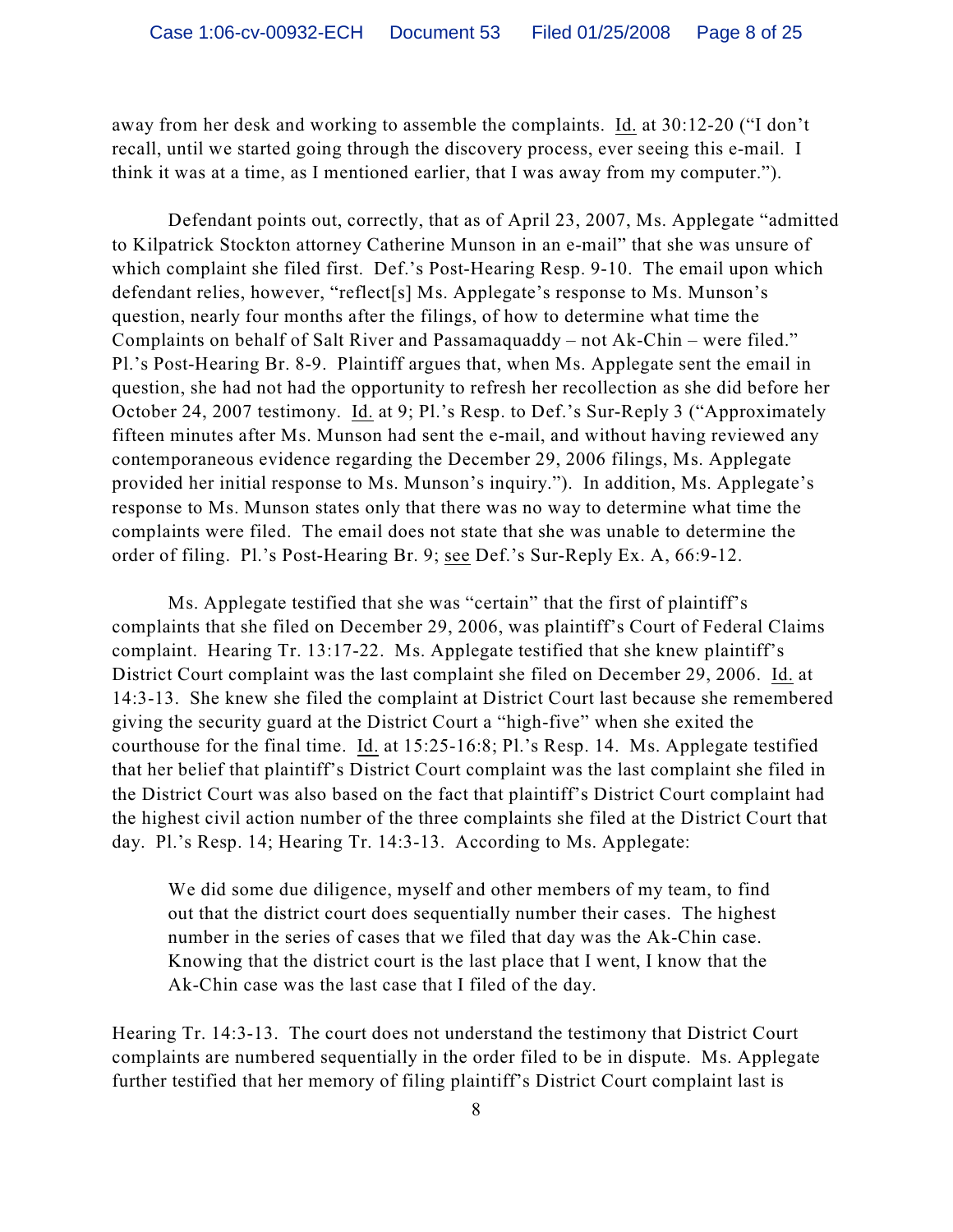away from her desk and working to assemble the complaints. Id. at 30:12-20 ("I don't recall, until we started going through the discovery process, ever seeing this e-mail. I think it was at a time, as I mentioned earlier, that I was away from my computer.").

Defendant points out, correctly, that as of April 23, 2007, Ms. Applegate "admitted to Kilpatrick Stockton attorney Catherine Munson in an e-mail" that she was unsure of which complaint she filed first. Def.'s Post-Hearing Resp. 9-10. The email upon which defendant relies, however, "reflect[s] Ms. Applegate's response to Ms. Munson's question, nearly four months after the filings, of how to determine what time the Complaints on behalf of Salt River and Passamaquaddy – not Ak-Chin – were filed." Pl.'s Post-Hearing Br. 8-9. Plaintiff argues that, when Ms. Applegate sent the email in question, she had not had the opportunity to refresh her recollection as she did before her October 24, 2007 testimony. Id. at 9; Pl.'s Resp. to Def.'s Sur-Reply 3 ("Approximately fifteen minutes after Ms. Munson had sent the e-mail, and without having reviewed any contemporaneous evidence regarding the December 29, 2006 filings, Ms. Applegate provided her initial response to Ms. Munson's inquiry."). In addition, Ms. Applegate's response to Ms. Munson states only that there was no way to determine what time the complaints were filed. The email does not state that she was unable to determine the order of filing. Pl.'s Post-Hearing Br. 9; see Def.'s Sur-Reply Ex. A, 66:9-12.

Ms. Applegate testified that she was "certain" that the first of plaintiff's complaints that she filed on December 29, 2006, was plaintiff's Court of Federal Claims complaint. Hearing Tr. 13:17-22. Ms. Applegate testified that she knew plaintiff's District Court complaint was the last complaint she filed on December 29, 2006. Id. at 14:3-13. She knew she filed the complaint at District Court last because she remembered giving the security guard at the District Court a "high-five" when she exited the courthouse for the final time. Id. at 15:25-16:8; Pl.'s Resp. 14. Ms. Applegate testified that her belief that plaintiff's District Court complaint was the last complaint she filed in the District Court was also based on the fact that plaintiff's District Court complaint had the highest civil action number of the three complaints she filed at the District Court that day. Pl.'s Resp. 14; Hearing Tr. 14:3-13. According to Ms. Applegate:

> We did some due diligence, myself and other members of my team, to find out that the district court does sequentially number their cases. The highest number in the series of cases that we filed that day was the Ak-Chin case. Knowing that the district court is the last place that I went, I know that the Ak-Chin case was the last case that I filed of the day.

Hearing Tr. 14:3-13. The court does not understand the testimony that District Court complaints are numbered sequentially in the order filed to be in dispute. Ms. Applegate further testified that her memory of filing plaintiff's District Court complaint last is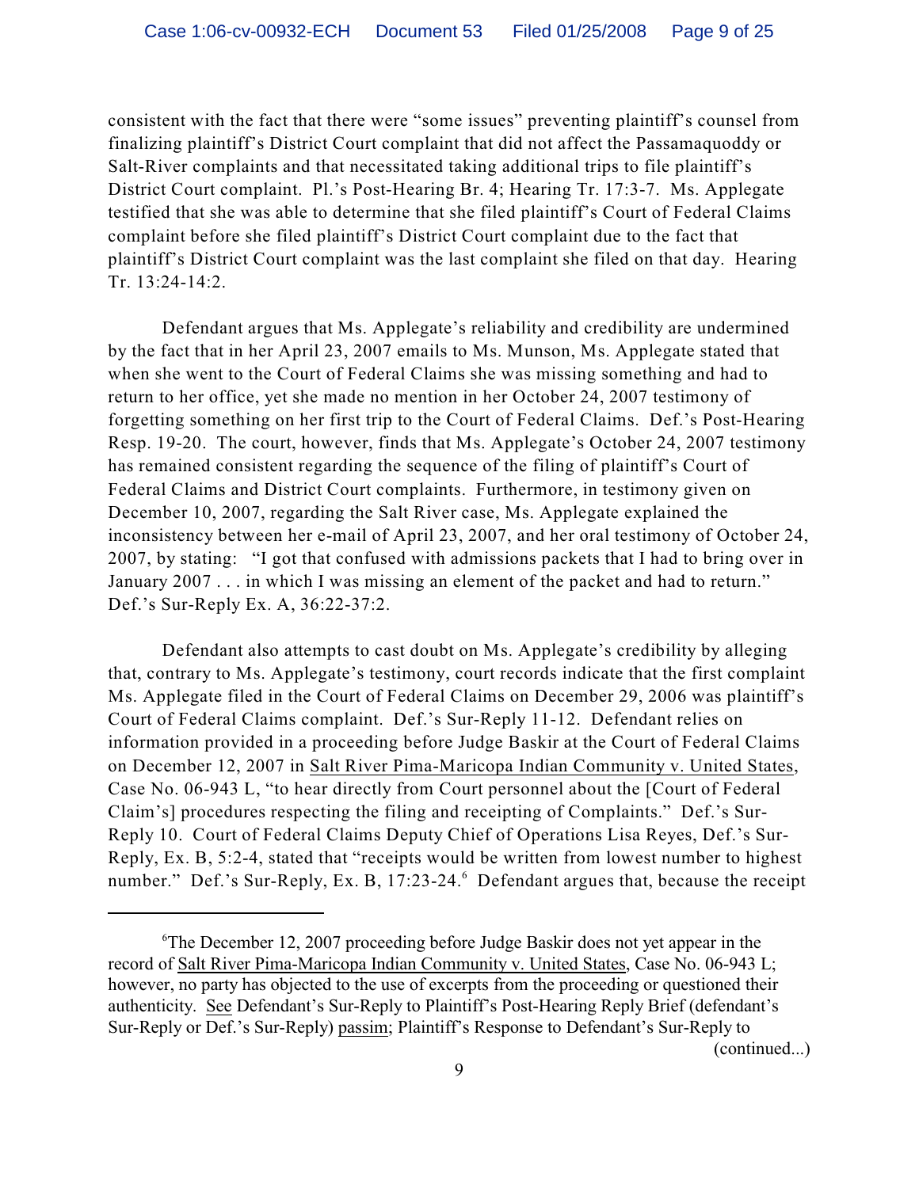consistent with the fact that there were "some issues" preventing plaintiff's counsel from finalizing plaintiff's District Court complaint that did not affect the Passamaquoddy or Salt-River complaints and that necessitated taking additional trips to file plaintiff's District Court complaint. Pl.'s Post-Hearing Br. 4; Hearing Tr. 17:3-7. Ms. Applegate testified that she was able to determine that she filed plaintiff's Court of Federal Claims complaint before she filed plaintiff's District Court complaint due to the fact that plaintiff's District Court complaint was the last complaint she filed on that day. Hearing Tr. 13:24-14:2.

Defendant argues that Ms. Applegate's reliability and credibility are undermined by the fact that in her April 23, 2007 emails to Ms. Munson, Ms. Applegate stated that when she went to the Court of Federal Claims she was missing something and had to return to her office, yet she made no mention in her October 24, 2007 testimony of forgetting something on her first trip to the Court of Federal Claims. Def.'s Post-Hearing Resp. 19-20. The court, however, finds that Ms. Applegate's October 24, 2007 testimony has remained consistent regarding the sequence of the filing of plaintiff's Court of Federal Claims and District Court complaints. Furthermore, in testimony given on December 10, 2007, regarding the Salt River case, Ms. Applegate explained the inconsistency between her e-mail of April 23, 2007, and her oral testimony of October 24, 2007, by stating: "I got that confused with admissions packets that I had to bring over in January 2007 . . . in which I was missing an element of the packet and had to return." Def.'s Sur-Reply Ex. A, 36:22-37:2.

Defendant also attempts to cast doubt on Ms. Applegate's credibility by alleging that, contrary to Ms. Applegate's testimony, court records indicate that the first complaint Ms. Applegate filed in the Court of Federal Claims on December 29, 2006 was plaintiff's Court of Federal Claims complaint. Def.'s Sur-Reply 11-12. Defendant relies on information provided in a proceeding before Judge Baskir at the Court of Federal Claims on December 12, 2007 in Salt River Pima-Maricopa Indian Community v. United States, Case No. 06-943 L, "to hear directly from Court personnel about the [Court of Federal Claim's] procedures respecting the filing and receipting of Complaints." Def.'s Sur-Reply 10. Court of Federal Claims Deputy Chief of Operations Lisa Reyes, Def.'s Sur-Reply, Ex. B, 5:2-4, stated that "receipts would be written from lowest number to highest number." Def.'s Sur-Reply, Ex. B, 17:23-24.[6] Defendant argues that, because the receipt

[6] The December 12, 2007 proceeding before Judge Baskir does not yet appear in the record of Salt River Pima-Maricopa Indian Community v. United States, Case No. 06-943 L; however, no party has objected to the use of excerpts from the proceeding or questioned their authenticity. See Defendant's Sur-Reply to Plaintiff's Post-Hearing Reply Brief (defendant's Sur-Reply or Def.'s Sur-Reply) passim; Plaintiff's Response to Defendant's Sur-Reply to (continued...)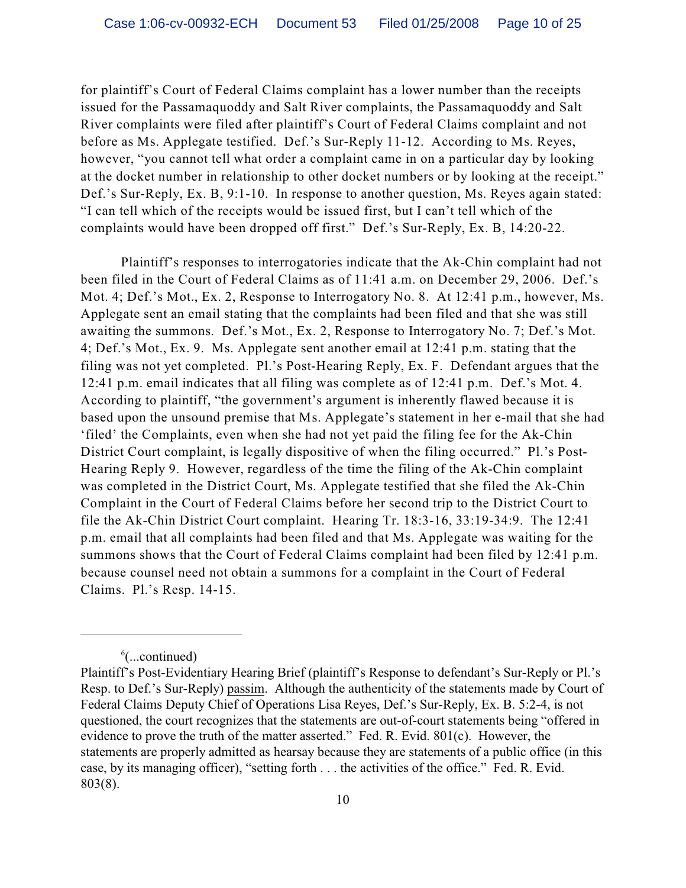for plaintiff's Court of Federal Claims complaint has a lower number than the receipts issued for the Passamaquoddy and Salt River complaints, the Passamaquoddy and Salt River complaints were filed after plaintiff's Court of Federal Claims complaint and not before as Ms. Applegate testified. Def.'s Sur-Reply 11-12. According to Ms. Reyes, however, "you cannot tell what order a complaint came in on a particular day by looking at the docket number in relationship to other docket numbers or by looking at the receipt." Def.'s Sur-Reply, Ex. B, 9:1-10. In response to another question, Ms. Reyes again stated: "I can tell which of the receipts would be issued first, but I can't tell which of the complaints would have been dropped off first." Def.'s Sur-Reply, Ex. B, 14:20-22.

Plaintiff's responses to interrogatories indicate that the Ak-Chin complaint had not been filed in the Court of Federal Claims as of 11:41 a.m. on December 29, 2006. Def.'s Mot. 4; Def.'s Mot., Ex. 2, Response to Interrogatory No. 8. At 12:41 p.m., however, Ms. Applegate sent an email stating that the complaints had been filed and that she was still awaiting the summons. Def.'s Mot., Ex. 2, Response to Interrogatory No. 7; Def.'s Mot. 4; Def.'s Mot., Ex. 9. Ms. Applegate sent another email at 12:41 p.m. stating that the filing was not yet completed. Pl.'s Post-Hearing Reply, Ex. F. Defendant argues that the 12:41 p.m. email indicates that all filing was complete as of 12:41 p.m. Def.'s Mot. 4. According to plaintiff, "the government's argument is inherently flawed because it is based upon the unsound premise that Ms. Applegate's statement in her e-mail that she had 'filed' the Complaints, even when she had not yet paid the filing fee for the Ak-Chin District Court complaint, is legally dispositive of when the filing occurred." Pl.'s Post-Hearing Reply 9. However, regardless of the time the filing of the Ak-Chin complaint was completed in the District Court, Ms. Applegate testified that she filed the Ak-Chin Complaint in the Court of Federal Claims before her second trip to the District Court to file the Ak-Chin District Court complaint. Hearing Tr. 18:3-16, 33:19-34:9. The 12:41 p.m. email that all complaints had been filed and that Ms. Applegate was waiting for the summons shows that the Court of Federal Claims complaint had been filed by 12:41 p.m. because counsel need not obtain a summons for a complaint in the Court of Federal Claims. Pl.'s Resp. 14-15.

---

[6](...continued)
Plaintiff's Post-Evidentiary Hearing Brief (plaintiff's Response to defendant's Sur-Reply or Pl.'s Resp. to Def.'s Sur-Reply) passim. Although the authenticity of the statements made by Court of Federal Claims Deputy Chief of Operations Lisa Reyes, Def.'s Sur-Reply, Ex. B. 5:2-4, is not questioned, the court recognizes that the statements are out-of-court statements being "offered in evidence to prove the truth of the matter asserted." Fed. R. Evid. 801(c). However, the statements are properly admitted as hearsay because they are statements of a public office (in this case, by its managing officer), "setting forth . . . the activities of the office." Fed. R. Evid. 803(8).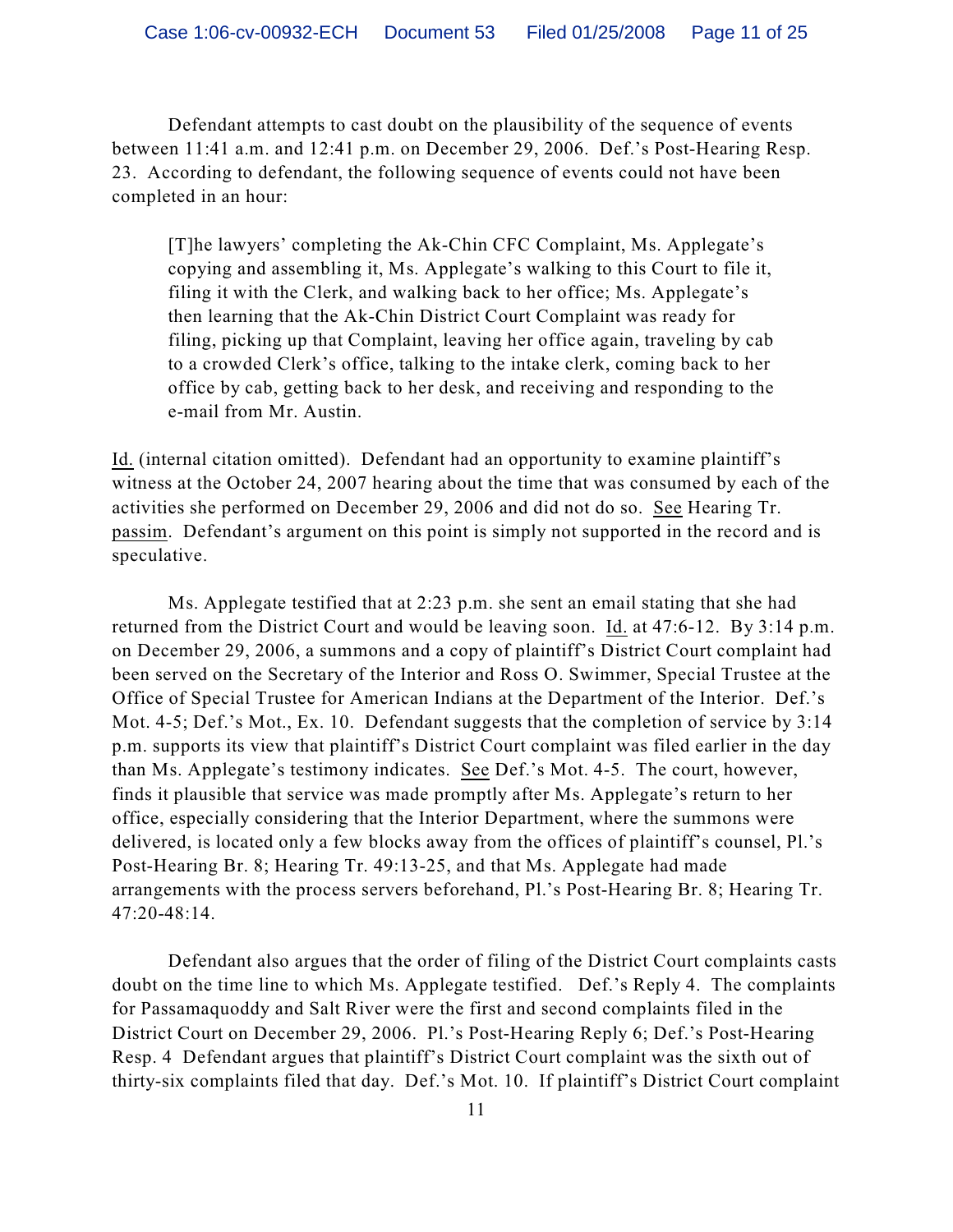Defendant attempts to cast doubt on the plausibility of the sequence of events between 11:41 a.m. and 12:41 p.m. on December 29, 2006. Def.'s Post-Hearing Resp. 23. According to defendant, the following sequence of events could not have been completed in an hour:

> [T]he lawyers' completing the Ak-Chin CFC Complaint, Ms. Applegate's copying and assembling it, Ms. Applegate's walking to this Court to file it, filing it with the Clerk, and walking back to her office; Ms. Applegate's then learning that the Ak-Chin District Court Complaint was ready for filing, picking up that Complaint, leaving her office again, traveling by cab to a crowded Clerk's office, talking to the intake clerk, coming back to her office by cab, getting back to her desk, and receiving and responding to the e-mail from Mr. Austin.

Id. (internal citation omitted). Defendant had an opportunity to examine plaintiff's witness at the October 24, 2007 hearing about the time that was consumed by each of the activities she performed on December 29, 2006 and did not do so. See Hearing Tr. passim. Defendant's argument on this point is simply not supported in the record and is speculative.

Ms. Applegate testified that at 2:23 p.m. she sent an email stating that she had returned from the District Court and would be leaving soon. Id. at 47:6-12. By 3:14 p.m. on December 29, 2006, a summons and a copy of plaintiff's District Court complaint had been served on the Secretary of the Interior and Ross O. Swimmer, Special Trustee at the Office of Special Trustee for American Indians at the Department of the Interior. Def.'s Mot. 4-5; Def.'s Mot., Ex. 10. Defendant suggests that the completion of service by 3:14 p.m. supports its view that plaintiff's District Court complaint was filed earlier in the day than Ms. Applegate's testimony indicates. See Def.'s Mot. 4-5. The court, however, finds it plausible that service was made promptly after Ms. Applegate's return to her office, especially considering that the Interior Department, where the summons were delivered, is located only a few blocks away from the offices of plaintiff's counsel, Pl.'s Post-Hearing Br. 8; Hearing Tr. 49:13-25, and that Ms. Applegate had made arrangements with the process servers beforehand, Pl.'s Post-Hearing Br. 8; Hearing Tr. 47:20-48:14.

Defendant also argues that the order of filing of the District Court complaints casts doubt on the time line to which Ms. Applegate testified. Def.'s Reply 4. The complaints for Passamaquoddy and Salt River were the first and second complaints filed in the District Court on December 29, 2006. Pl.'s Post-Hearing Reply 6; Def.'s Post-Hearing Resp. 4 Defendant argues that plaintiff's District Court complaint was the sixth out of thirty-six complaints filed that day. Def.'s Mot. 10. If plaintiff's District Court complaint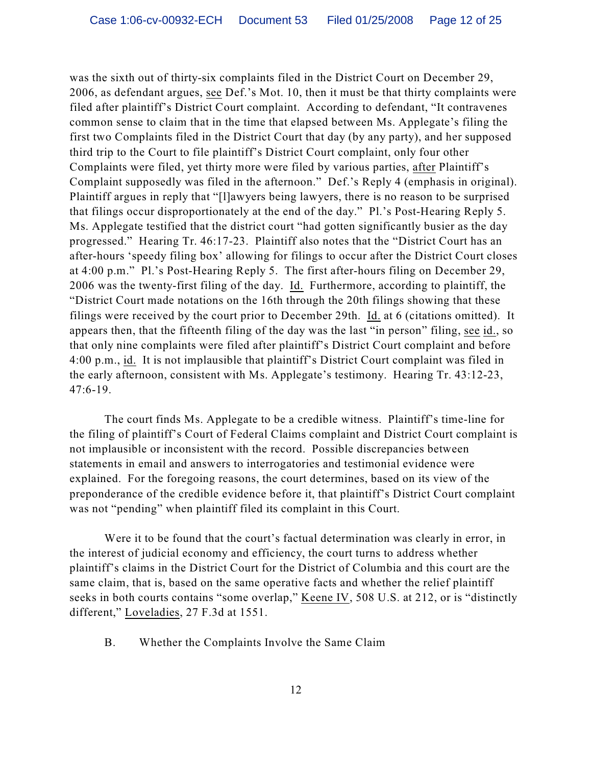was the sixth out of thirty-six complaints filed in the District Court on December 29, 2006, as defendant argues, see Def.'s Mot. 10, then it must be that thirty complaints were filed after plaintiff's District Court complaint. According to defendant, "It contravenes common sense to claim that in the time that elapsed between Ms. Applegate's filing the first two Complaints filed in the District Court that day (by any party), and her supposed third trip to the Court to file plaintiff's District Court complaint, only four other Complaints were filed, yet thirty more were filed by various parties, after Plaintiff's Complaint supposedly was filed in the afternoon." Def.'s Reply 4 (emphasis in original). Plaintiff argues in reply that "[l]awyers being lawyers, there is no reason to be surprised that filings occur disproportionately at the end of the day." Pl.'s Post-Hearing Reply 5. Ms. Applegate testified that the district court "had gotten significantly busier as the day progressed." Hearing Tr. 46:17-23. Plaintiff also notes that the "District Court has an after-hours 'speedy filing box' allowing for filings to occur after the District Court closes at 4:00 p.m." Pl.'s Post-Hearing Reply 5. The first after-hours filing on December 29, 2006 was the twenty-first filing of the day. Id. Furthermore, according to plaintiff, the "District Court made notations on the 16th through the 20th filings showing that these filings were received by the court prior to December 29th. Id. at 6 (citations omitted). It appears then, that the fifteenth filing of the day was the last "in person" filing, see id., so that only nine complaints were filed after plaintiff's District Court complaint and before 4:00 p.m., id. It is not implausible that plaintiff's District Court complaint was filed in the early afternoon, consistent with Ms. Applegate's testimony. Hearing Tr. 43:12-23, 47:6-19.

The court finds Ms. Applegate to be a credible witness. Plaintiff's time-line for the filing of plaintiff's Court of Federal Claims complaint and District Court complaint is not implausible or inconsistent with the record. Possible discrepancies between statements in email and answers to interrogatories and testimonial evidence were explained. For the foregoing reasons, the court determines, based on its view of the preponderance of the credible evidence before it, that plaintiff's District Court complaint was not "pending" when plaintiff filed its complaint in this Court.

Were it to be found that the court's factual determination was clearly in error, in the interest of judicial economy and efficiency, the court turns to address whether plaintiff's claims in the District Court for the District of Columbia and this court are the same claim, that is, based on the same operative facts and whether the relief plaintiff seeks in both courts contains "some overlap," Keene IV, 508 U.S. at 212, or is "distinctly different," Loveladies, 27 F.3d at 1551.

### B. Whether the Complaints Involve the Same Claim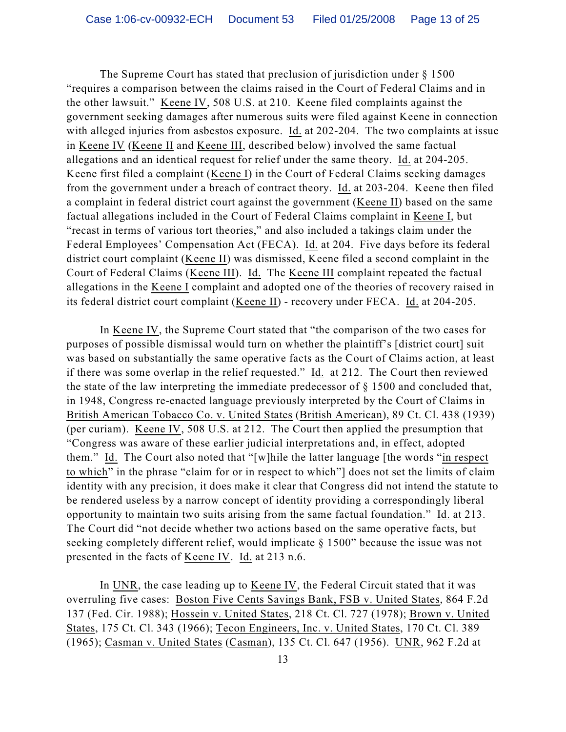The Supreme Court has stated that preclusion of jurisdiction under § 1500 "requires a comparison between the claims raised in the Court of Federal Claims and in the other lawsuit." Keene IV, 508 U.S. at 210. Keene filed complaints against the government seeking damages after numerous suits were filed against Keene in connection with alleged injuries from asbestos exposure. Id. at 202-204. The two complaints at issue in Keene IV (Keene II and Keene III, described below) involved the same factual allegations and an identical request for relief under the same theory. Id. at 204-205. Keene first filed a complaint (Keene I) in the Court of Federal Claims seeking damages from the government under a breach of contract theory. Id. at 203-204. Keene then filed a complaint in federal district court against the government (Keene II) based on the same factual allegations included in the Court of Federal Claims complaint in Keene I, but "recast in terms of various tort theories," and also included a takings claim under the Federal Employees' Compensation Act (FECA). Id. at 204. Five days before its federal district court complaint (Keene II) was dismissed, Keene filed a second complaint in the Court of Federal Claims (Keene III). Id. The Keene III complaint repeated the factual allegations in the Keene I complaint and adopted one of the theories of recovery raised in its federal district court complaint (Keene II) - recovery under FECA. Id. at 204-205.

In Keene IV, the Supreme Court stated that "the comparison of the two cases for purposes of possible dismissal would turn on whether the plaintiff's [district court] suit was based on substantially the same operative facts as the Court of Claims action, at least if there was some overlap in the relief requested." Id. at 212. The Court then reviewed the state of the law interpreting the immediate predecessor of § 1500 and concluded that, in 1948, Congress re-enacted language previously interpreted by the Court of Claims in British American Tobacco Co. v. United States (British American), 89 Ct. Cl. 438 (1939) (per curiam). Keene IV, 508 U.S. at 212. The Court then applied the presumption that "Congress was aware of these earlier judicial interpretations and, in effect, adopted them." Id. The Court also noted that "[w]hile the latter language [the words "in respect to which" in the phrase "claim for or in respect to which"] does not set the limits of claim identity with any precision, it does make it clear that Congress did not intend the statute to be rendered useless by a narrow concept of identity providing a correspondingly liberal opportunity to maintain two suits arising from the same factual foundation." Id. at 213. The Court did "not decide whether two actions based on the same operative facts, but seeking completely different relief, would implicate § 1500" because the issue was not presented in the facts of Keene IV. Id. at 213 n.6.

In UNR, the case leading up to Keene IV, the Federal Circuit stated that it was overruling five cases: Boston Five Cents Savings Bank, FSB v. United States, 864 F.2d 137 (Fed. Cir. 1988); Hossein v. United States, 218 Ct. Cl. 727 (1978); Brown v. United States, 175 Ct. Cl. 343 (1966); Tecon Engineers, Inc. v. United States, 170 Ct. Cl. 389 (1965); Casman v. United States (Casman), 135 Ct. Cl. 647 (1956). UNR, 962 F.2d at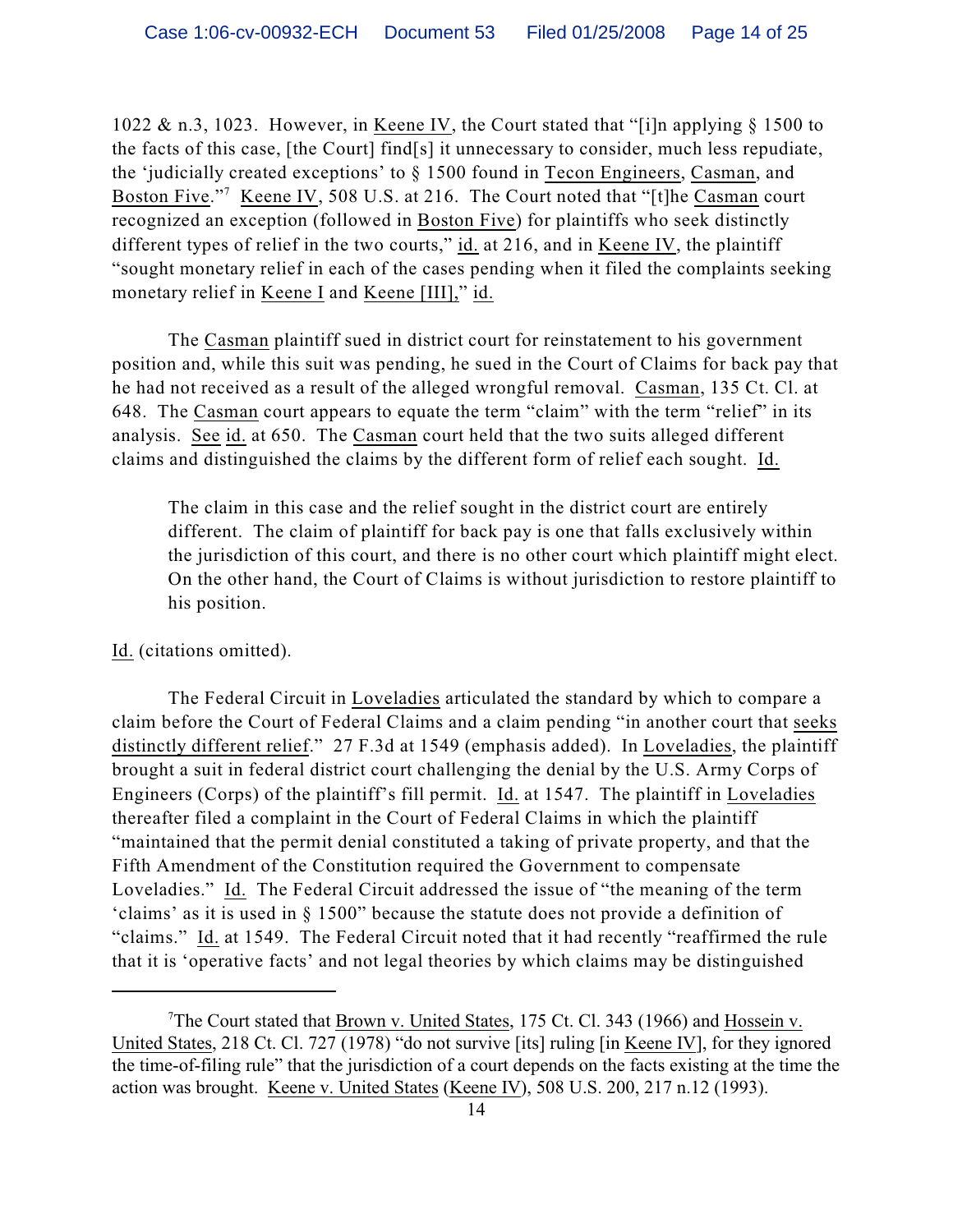1022 & n.3, 1023. However, in Keene IV, the Court stated that "[i]n applying § 1500 to the facts of this case, [the Court] find[s] it unnecessary to consider, much less repudiate, the 'judicially created exceptions' to § 1500 found in Tecon Engineers, Casman, and Boston Five."[7] Keene IV, 508 U.S. at 216. The Court noted that "[t]he Casman court recognized an exception (followed in Boston Five) for plaintiffs who seek distinctly different types of relief in the two courts," id. at 216, and in Keene IV, the plaintiff "sought monetary relief in each of the cases pending when it filed the complaints seeking monetary relief in Keene I and Keene [III]," id.

The Casman plaintiff sued in district court for reinstatement to his government position and, while this suit was pending, he sued in the Court of Claims for back pay that he had not received as a result of the alleged wrongful removal. Casman, 135 Ct. Cl. at 648. The Casman court appears to equate the term "claim" with the term "relief" in its analysis. See id. at 650. The Casman court held that the two suits alleged different claims and distinguished the claims by the different form of relief each sought. Id.

> The claim in this case and the relief sought in the district court are entirely different. The claim of plaintiff for back pay is one that falls exclusively within the jurisdiction of this court, and there is no other court which plaintiff might elect. On the other hand, the Court of Claims is without jurisdiction to restore plaintiff to his position.

Id. (citations omitted).

The Federal Circuit in Loveladies articulated the standard by which to compare a claim before the Court of Federal Claims and a claim pending "in another court that seeks distinctly different relief." 27 F.3d at 1549 (emphasis added). In Loveladies, the plaintiff brought a suit in federal district court challenging the denial by the U.S. Army Corps of Engineers (Corps) of the plaintiff's fill permit. Id. at 1547. The plaintiff in Loveladies thereafter filed a complaint in the Court of Federal Claims in which the plaintiff "maintained that the permit denial constituted a taking of private property, and that the Fifth Amendment of the Constitution required the Government to compensate Loveladies." Id. The Federal Circuit addressed the issue of "the meaning of the term 'claims' as it is used in § 1500" because the statute does not provide a definition of "claims." Id. at 1549. The Federal Circuit noted that it had recently "reaffirmed the rule that it is 'operative facts' and not legal theories by which claims may be distinguished

---

[7] The Court stated that Brown v. United States, 175 Ct. Cl. 343 (1966) and Hossein v. United States, 218 Ct. Cl. 727 (1978) "do not survive [its] ruling [in Keene IV], for they ignored the time-of-filing rule" that the jurisdiction of a court depends on the facts existing at the time the action was brought. Keene v. United States (Keene IV), 508 U.S. 200, 217 n.12 (1993).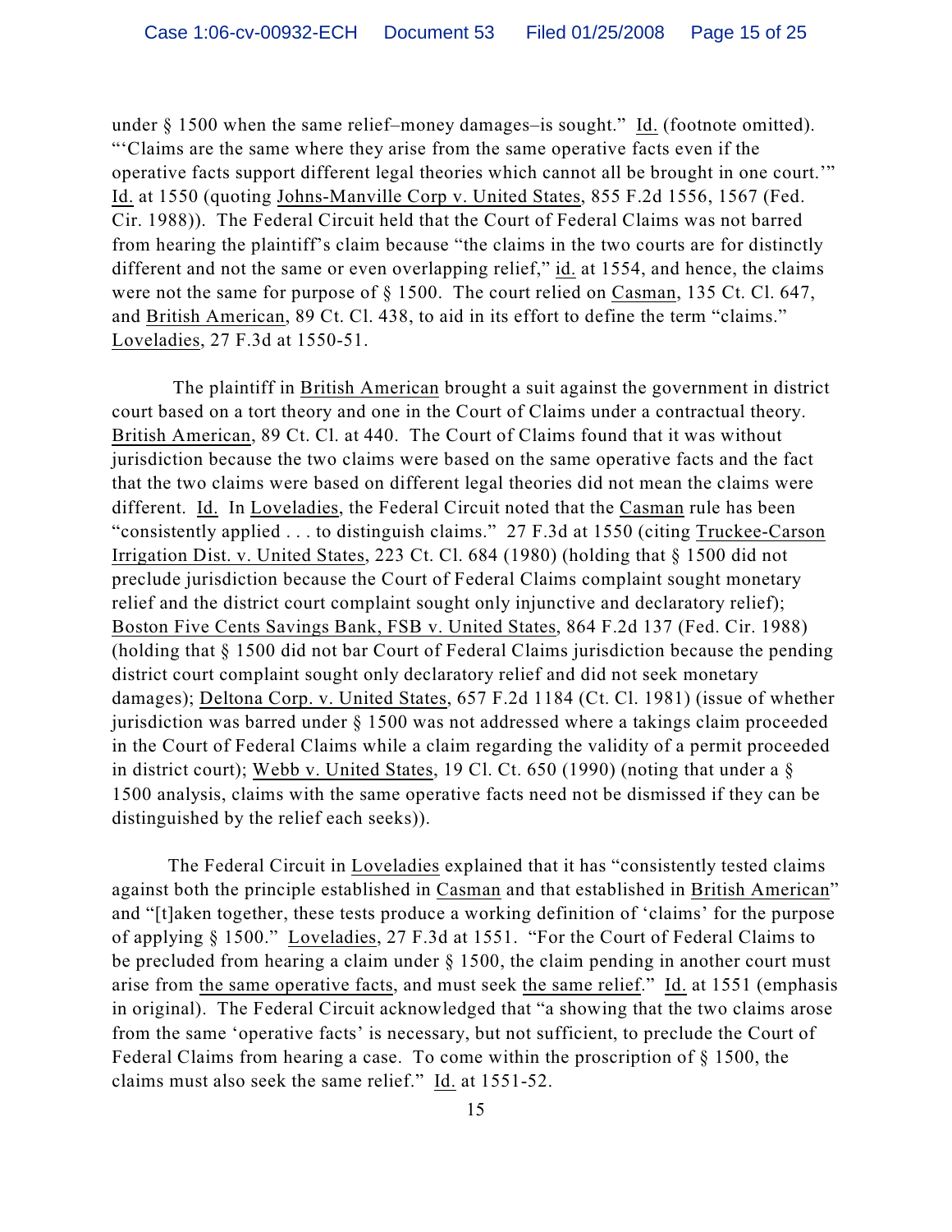under § 1500 when the same relief–money damages–is sought." Id. (footnote omitted). "'Claims are the same where they arise from the same operative facts even if the operative facts support different legal theories which cannot all be brought in one court.'" Id. at 1550 (quoting Johns-Manville Corp v. United States, 855 F.2d 1556, 1567 (Fed. Cir. 1988)). The Federal Circuit held that the Court of Federal Claims was not barred from hearing the plaintiff's claim because "the claims in the two courts are for distinctly different and not the same or even overlapping relief," id. at 1554, and hence, the claims were not the same for purpose of § 1500. The court relied on Casman, 135 Ct. Cl. 647, and British American, 89 Ct. Cl. 438, to aid in its effort to define the term "claims." Loveladies, 27 F.3d at 1550-51.

The plaintiff in British American brought a suit against the government in district court based on a tort theory and one in the Court of Claims under a contractual theory. British American, 89 Ct. Cl. at 440. The Court of Claims found that it was without jurisdiction because the two claims were based on the same operative facts and the fact that the two claims were based on different legal theories did not mean the claims were different. Id. In Loveladies, the Federal Circuit noted that the Casman rule has been "consistently applied . . . to distinguish claims." 27 F.3d at 1550 (citing Truckee-Carson Irrigation Dist. v. United States, 223 Ct. Cl. 684 (1980) (holding that § 1500 did not preclude jurisdiction because the Court of Federal Claims complaint sought monetary relief and the district court complaint sought only injunctive and declaratory relief); Boston Five Cents Savings Bank, FSB v. United States, 864 F.2d 137 (Fed. Cir. 1988) (holding that § 1500 did not bar Court of Federal Claims jurisdiction because the pending district court complaint sought only declaratory relief and did not seek monetary damages); Deltona Corp. v. United States, 657 F.2d 1184 (Ct. Cl. 1981) (issue of whether jurisdiction was barred under § 1500 was not addressed where a takings claim proceeded in the Court of Federal Claims while a claim regarding the validity of a permit proceeded in district court); Webb v. United States, 19 Cl. Ct. 650 (1990) (noting that under a § 1500 analysis, claims with the same operative facts need not be dismissed if they can be distinguished by the relief each seeks)).

The Federal Circuit in Loveladies explained that it has "consistently tested claims against both the principle established in Casman and that established in British American" and "[t]aken together, these tests produce a working definition of 'claims' for the purpose of applying § 1500." Loveladies, 27 F.3d at 1551. "For the Court of Federal Claims to be precluded from hearing a claim under § 1500, the claim pending in another court must arise from the same operative facts, and must seek the same relief." Id. at 1551 (emphasis in original). The Federal Circuit acknowledged that "a showing that the two claims arose from the same 'operative facts' is necessary, but not sufficient, to preclude the Court of Federal Claims from hearing a case. To come within the proscription of § 1500, the claims must also seek the same relief." Id. at 1551-52.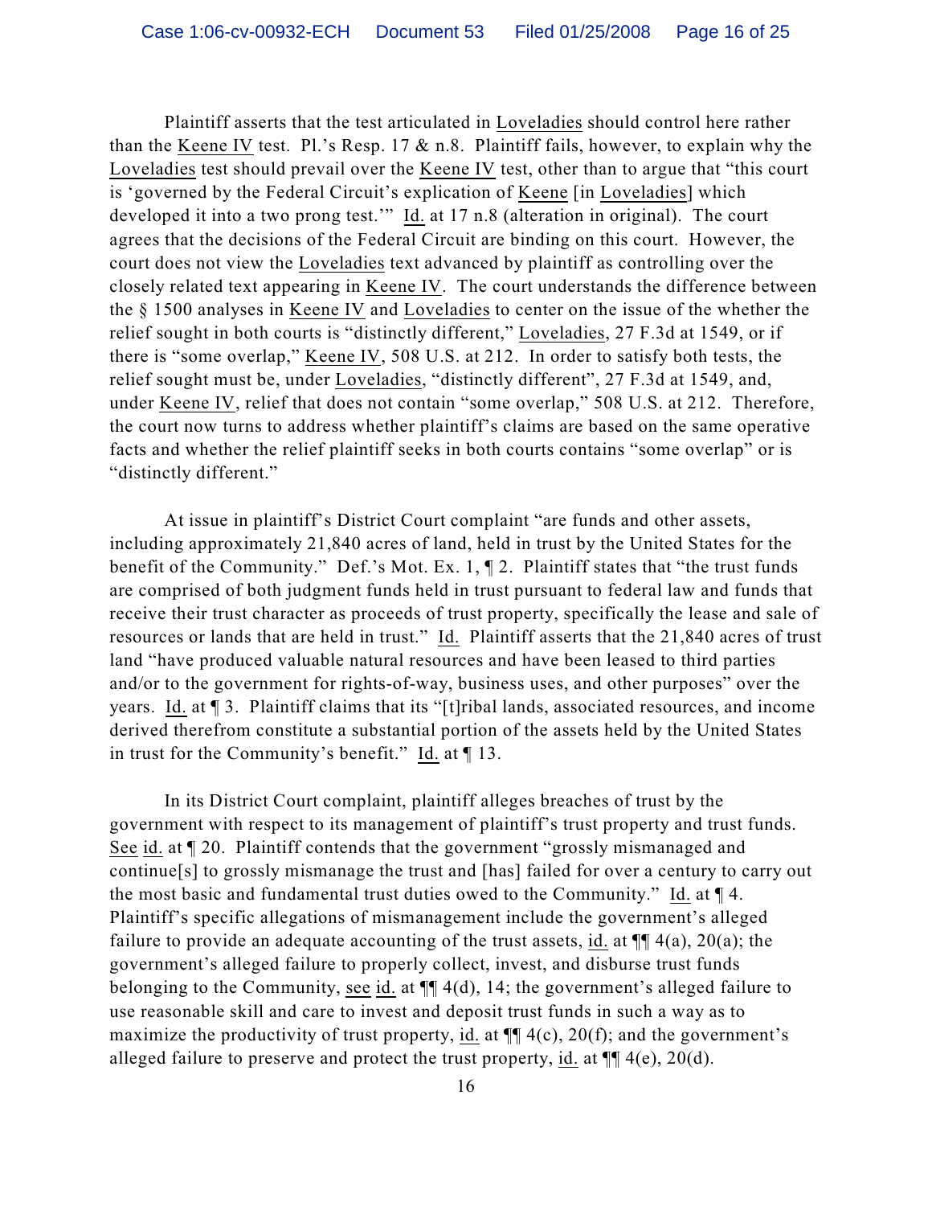Plaintiff asserts that the test articulated in Loveladies should control here rather than the Keene IV test. Pl.'s Resp. 17 & n.8. Plaintiff fails, however, to explain why the Loveladies test should prevail over the Keene IV test, other than to argue that "this court is 'governed by the Federal Circuit's explication of Keene [in Loveladies] which developed it into a two prong test.'" Id. at 17 n.8 (alteration in original). The court agrees that the decisions of the Federal Circuit are binding on this court. However, the court does not view the Loveladies text advanced by plaintiff as controlling over the closely related text appearing in Keene IV. The court understands the difference between the § 1500 analyses in Keene IV and Loveladies to center on the issue of the whether the relief sought in both courts is "distinctly different," Loveladies, 27 F.3d at 1549, or if there is "some overlap," Keene IV, 508 U.S. at 212. In order to satisfy both tests, the relief sought must be, under Loveladies, "distinctly different", 27 F.3d at 1549, and, under Keene IV, relief that does not contain "some overlap," 508 U.S. at 212. Therefore, the court now turns to address whether plaintiff's claims are based on the same operative facts and whether the relief plaintiff seeks in both courts contains "some overlap" or is "distinctly different."

At issue in plaintiff's District Court complaint "are funds and other assets, including approximately 21,840 acres of land, held in trust by the United States for the benefit of the Community." Def.'s Mot. Ex. 1, ¶ 2. Plaintiff states that "the trust funds are comprised of both judgment funds held in trust pursuant to federal law and funds that receive their trust character as proceeds of trust property, specifically the lease and sale of resources or lands that are held in trust." Id. Plaintiff asserts that the 21,840 acres of trust land "have produced valuable natural resources and have been leased to third parties and/or to the government for rights-of-way, business uses, and other purposes" over the years. Id. at ¶ 3. Plaintiff claims that its "[t]ribal lands, associated resources, and income derived therefrom constitute a substantial portion of the assets held by the United States in trust for the Community's benefit." Id. at ¶ 13.

In its District Court complaint, plaintiff alleges breaches of trust by the government with respect to its management of plaintiff's trust property and trust funds. See id. at ¶ 20. Plaintiff contends that the government "grossly mismanaged and continue[s] to grossly mismanage the trust and [has] failed for over a century to carry out the most basic and fundamental trust duties owed to the Community." Id. at ¶ 4. Plaintiff's specific allegations of mismanagement include the government's alleged failure to provide an adequate accounting of the trust assets, id. at ¶¶ 4(a), 20(a); the government's alleged failure to properly collect, invest, and disburse trust funds belonging to the Community, see id. at ¶¶ 4(d), 14; the government's alleged failure to use reasonable skill and care to invest and deposit trust funds in such a way as to maximize the productivity of trust property, id. at ¶¶ 4(c), 20(f); and the government's alleged failure to preserve and protect the trust property, id. at ¶¶ 4(e), 20(d).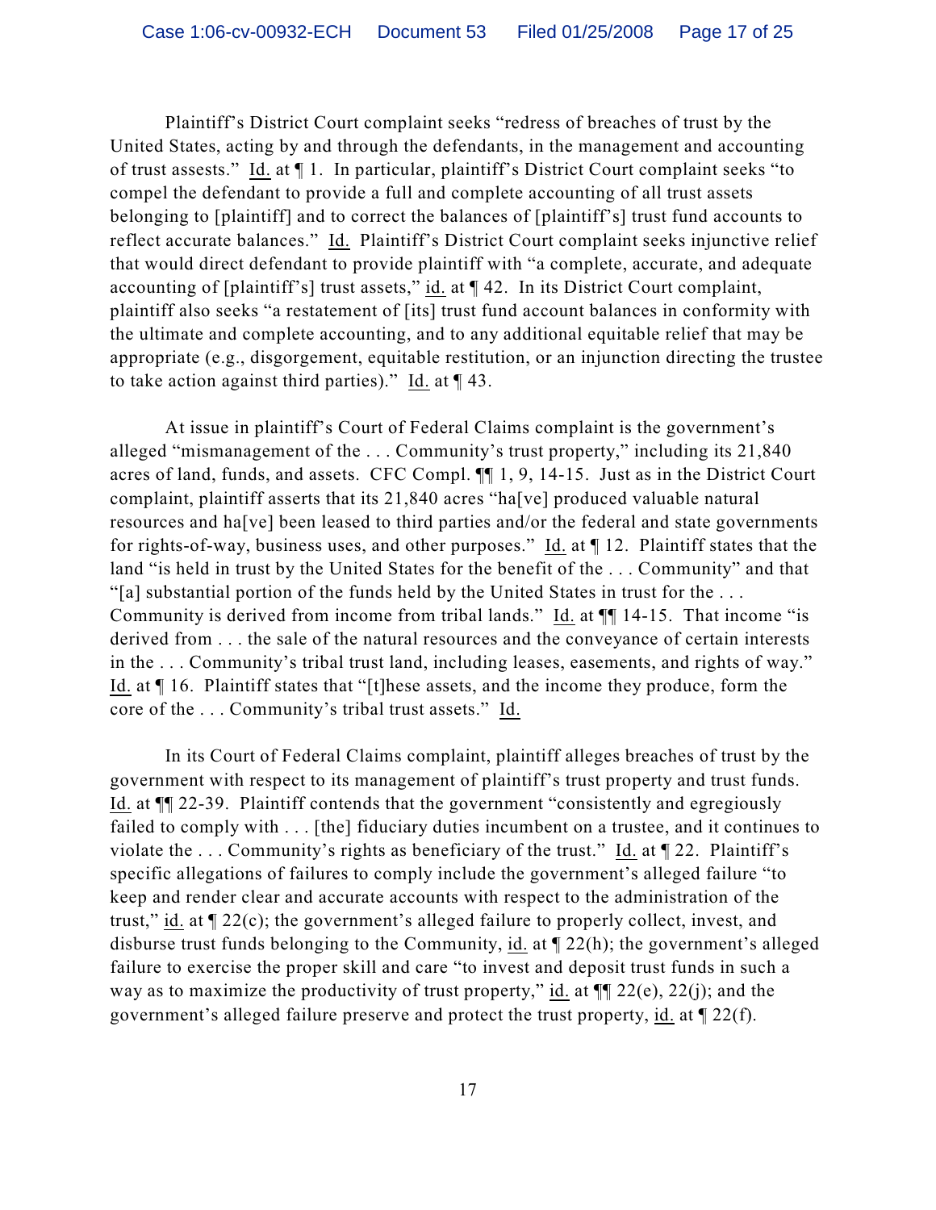Plaintiff's District Court complaint seeks "redress of breaches of trust by the United States, acting by and through the defendants, in the management and accounting of trust assessts." Id. at ¶ 1. In particular, plaintiff's District Court complaint seeks "to compel the defendant to provide a full and complete accounting of all trust assets belonging to [plaintiff] and to correct the balances of [plaintiff's] trust fund accounts to reflect accurate balances." Id. Plaintiff's District Court complaint seeks injunctive relief that would direct defendant to provide plaintiff with "a complete, accurate, and adequate accounting of [plaintiff's] trust assets," id. at ¶ 42. In its District Court complaint, plaintiff also seeks "a restatement of [its] trust fund account balances in conformity with the ultimate and complete accounting, and to any additional equitable relief that may be appropriate (e.g., disgorgement, equitable restitution, or an injunction directing the trustee to take action against third parties)." Id. at ¶ 43.

At issue in plaintiff's Court of Federal Claims complaint is the government's alleged "mismanagement of the . . . Community's trust property," including its 21,840 acres of land, funds, and assets. CFC Compl. ¶¶ 1, 9, 14-15. Just as in the District Court complaint, plaintiff asserts that its 21,840 acres "ha[ve] produced valuable natural resources and ha[ve] been leased to third parties and/or the federal and state governments for rights-of-way, business uses, and other purposes." Id. at ¶ 12. Plaintiff states that the land "is held in trust by the United States for the benefit of the . . . Community" and that "[a] substantial portion of the funds held by the United States in trust for the . . . Community is derived from income from tribal lands." Id. at ¶¶ 14-15. That income "is derived from . . . the sale of the natural resources and the conveyance of certain interests in the . . . Community's tribal trust land, including leases, easements, and rights of way." Id. at ¶ 16. Plaintiff states that "[t]hese assets, and the income they produce, form the core of the . . . Community's tribal trust assets." Id.

In its Court of Federal Claims complaint, plaintiff alleges breaches of trust by the government with respect to its management of plaintiff's trust property and trust funds. Id. at ¶¶ 22-39. Plaintiff contends that the government "consistently and egregiously failed to comply with . . . [the] fiduciary duties incumbent on a trustee, and it continues to violate the . . . Community's rights as beneficiary of the trust." Id. at ¶ 22. Plaintiff's specific allegations of failures to comply include the government's alleged failure "to keep and render clear and accurate accounts with respect to the administration of the trust," id. at ¶ 22(c); the government's alleged failure to properly collect, invest, and disburse trust funds belonging to the Community, id. at ¶ 22(h); the government's alleged failure to exercise the proper skill and care "to invest and deposit trust funds in such a way as to maximize the productivity of trust property," id. at ¶¶ 22(e), 22(j); and the government's alleged failure preserve and protect the trust property, id. at ¶ 22(f).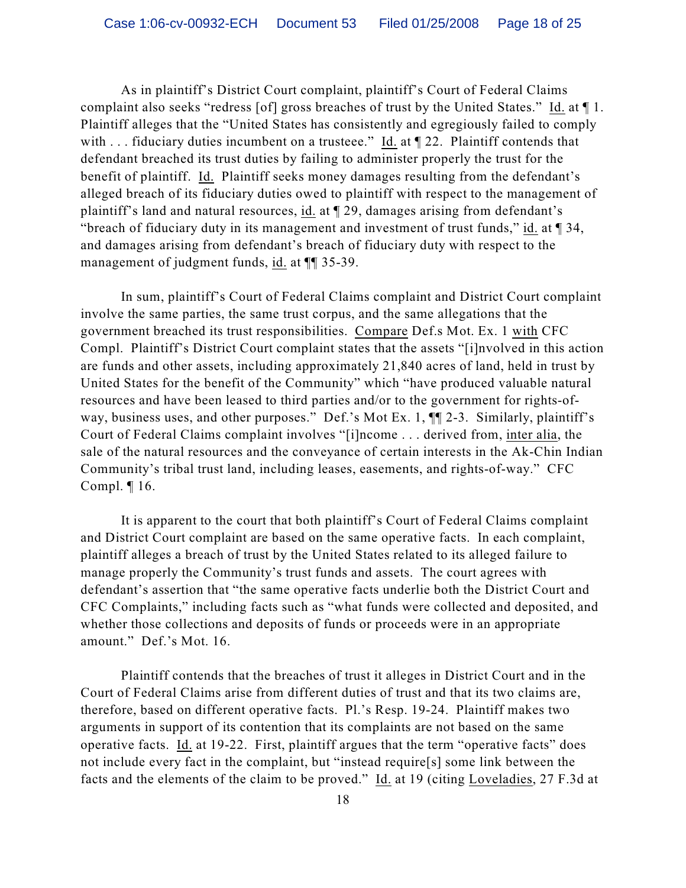As in plaintiff's District Court complaint, plaintiff's Court of Federal Claims complaint also seeks "redress [of] gross breaches of trust by the United States." Id. at ¶ 1. Plaintiff alleges that the "United States has consistently and egregiously failed to comply with . . . fiduciary duties incumbent on a trusteee." Id. at ¶ 22. Plaintiff contends that defendant breached its trust duties by failing to administer properly the trust for the benefit of plaintiff. Id. Plaintiff seeks money damages resulting from the defendant's alleged breach of its fiduciary duties owed to plaintiff with respect to the management of plaintiff's land and natural resources, id. at ¶ 29, damages arising from defendant's "breach of fiduciary duty in its management and investment of trust funds," id. at ¶ 34, and damages arising from defendant's breach of fiduciary duty with respect to the management of judgment funds, id. at ¶¶ 35-39.

In sum, plaintiff's Court of Federal Claims complaint and District Court complaint involve the same parties, the same trust corpus, and the same allegations that the government breached its trust responsibilities. Compare Def.s Mot. Ex. 1 with CFC Compl. Plaintiff's District Court complaint states that the assets "[i]nvolved in this action are funds and other assets, including approximately 21,840 acres of land, held in trust by United States for the benefit of the Community" which "have produced valuable natural resources and have been leased to third parties and/or to the government for rights-of-way, business uses, and other purposes." Def.'s Mot Ex. 1, ¶¶ 2-3. Similarly, plaintiff's Court of Federal Claims complaint involves "[i]ncome . . . derived from, inter alia, the sale of the natural resources and the conveyance of certain interests in the Ak-Chin Indian Community's tribal trust land, including leases, easements, and rights-of-way." CFC Compl. ¶ 16.

It is apparent to the court that both plaintiff's Court of Federal Claims complaint and District Court complaint are based on the same operative facts. In each complaint, plaintiff alleges a breach of trust by the United States related to its alleged failure to manage properly the Community's trust funds and assets. The court agrees with defendant's assertion that "the same operative facts underlie both the District Court and CFC Complaints," including facts such as "what funds were collected and deposited, and whether those collections and deposits of funds or proceeds were in an appropriate amount." Def.'s Mot. 16.

Plaintiff contends that the breaches of trust it alleges in District Court and in the Court of Federal Claims arise from different duties of trust and that its two claims are, therefore, based on different operative facts. Pl.'s Resp. 19-24. Plaintiff makes two arguments in support of its contention that its complaints are not based on the same operative facts. Id. at 19-22. First, plaintiff argues that the term "operative facts" does not include every fact in the complaint, but "instead require[s] some link between the facts and the elements of the claim to be proved." Id. at 19 (citing Loveladies, 27 F.3d at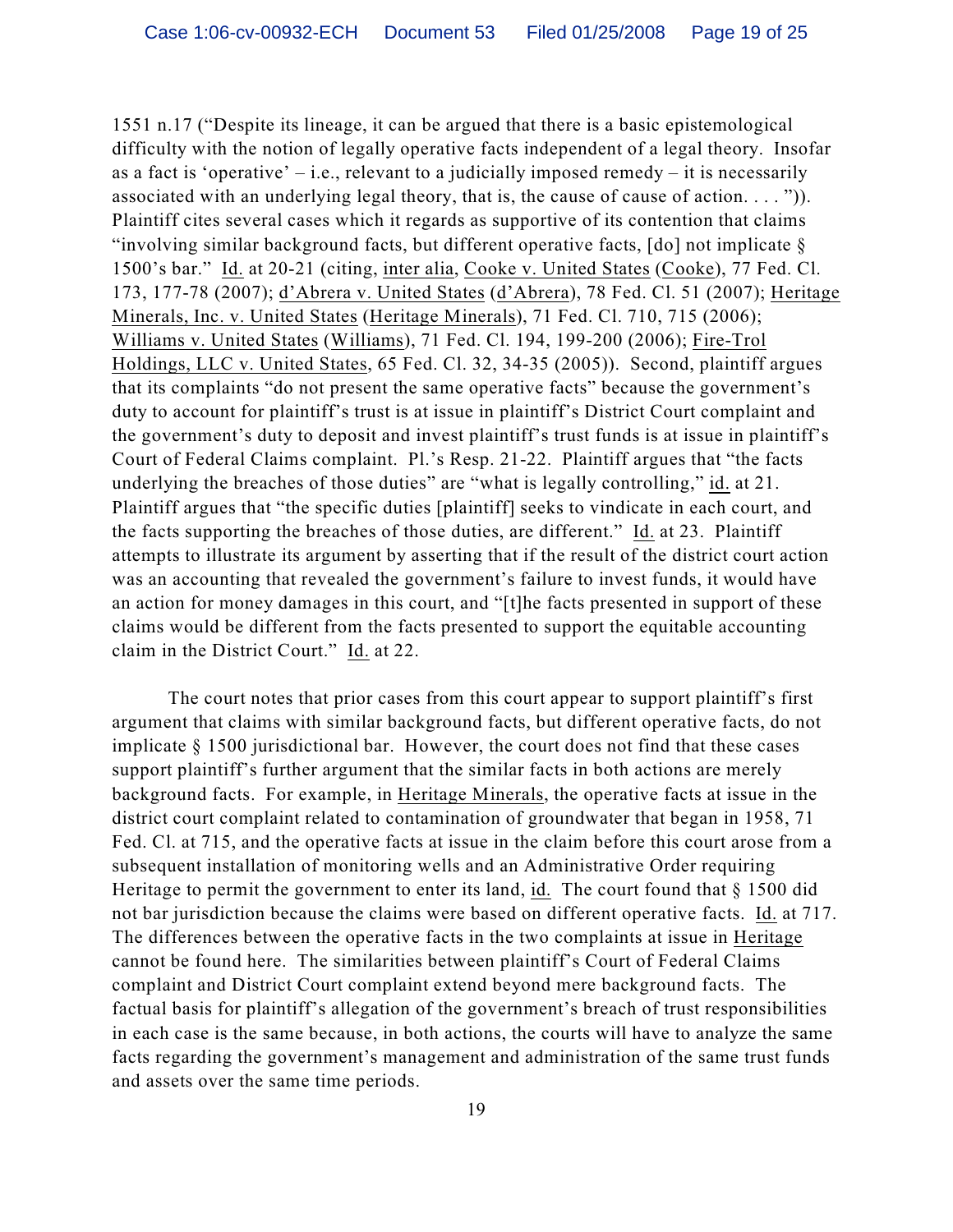1551 n.17 ("Despite its lineage, it can be argued that there is a basic epistemological difficulty with the notion of legally operative facts independent of a legal theory. Insofar as a fact is 'operative' – i.e., relevant to a judicially imposed remedy – it is necessarily associated with an underlying legal theory, that is, the cause of cause of action. . . . ")). Plaintiff cites several cases which it regards as supportive of its contention that claims "involving similar background facts, but different operative facts, [do] not implicate § 1500's bar." Id. at 20-21 (citing, inter alia, Cooke v. United States (Cooke), 77 Fed. Cl. 173, 177-78 (2007); d'Abrera v. United States (d'Abrera), 78 Fed. Cl. 51 (2007); Heritage Minerals, Inc. v. United States (Heritage Minerals), 71 Fed. Cl. 710, 715 (2006); Williams v. United States (Williams), 71 Fed. Cl. 194, 199-200 (2006); Fire-Trol Holdings, LLC v. United States, 65 Fed. Cl. 32, 34-35 (2005)). Second, plaintiff argues that its complaints "do not present the same operative facts" because the government's duty to account for plaintiff's trust is at issue in plaintiff's District Court complaint and the government's duty to deposit and invest plaintiff's trust funds is at issue in plaintiff's Court of Federal Claims complaint. Pl.'s Resp. 21-22. Plaintiff argues that "the facts underlying the breaches of those duties" are "what is legally controlling," id. at 21. Plaintiff argues that "the specific duties [plaintiff] seeks to vindicate in each court, and the facts supporting the breaches of those duties, are different." Id. at 23. Plaintiff attempts to illustrate its argument by asserting that if the result of the district court action was an accounting that revealed the government's failure to invest funds, it would have an action for money damages in this court, and "[t]he facts presented in support of these claims would be different from the facts presented to support the equitable accounting claim in the District Court." Id. at 22.

The court notes that prior cases from this court appear to support plaintiff's first argument that claims with similar background facts, but different operative facts, do not implicate § 1500 jurisdictional bar. However, the court does not find that these cases support plaintiff's further argument that the similar facts in both actions are merely background facts. For example, in Heritage Minerals, the operative facts at issue in the district court complaint related to contamination of groundwater that began in 1958, 71 Fed. Cl. at 715, and the operative facts at issue in the claim before this court arose from a subsequent installation of monitoring wells and an Administrative Order requiring Heritage to permit the government to enter its land, id. The court found that § 1500 did not bar jurisdiction because the claims were based on different operative facts. Id. at 717. The differences between the operative facts in the two complaints at issue in Heritage cannot be found here. The similarities between plaintiff's Court of Federal Claims complaint and District Court complaint extend beyond mere background facts. The factual basis for plaintiff's allegation of the government's breach of trust responsibilities in each case is the same because, in both actions, the courts will have to analyze the same facts regarding the government's management and administration of the same trust funds and assets over the same time periods.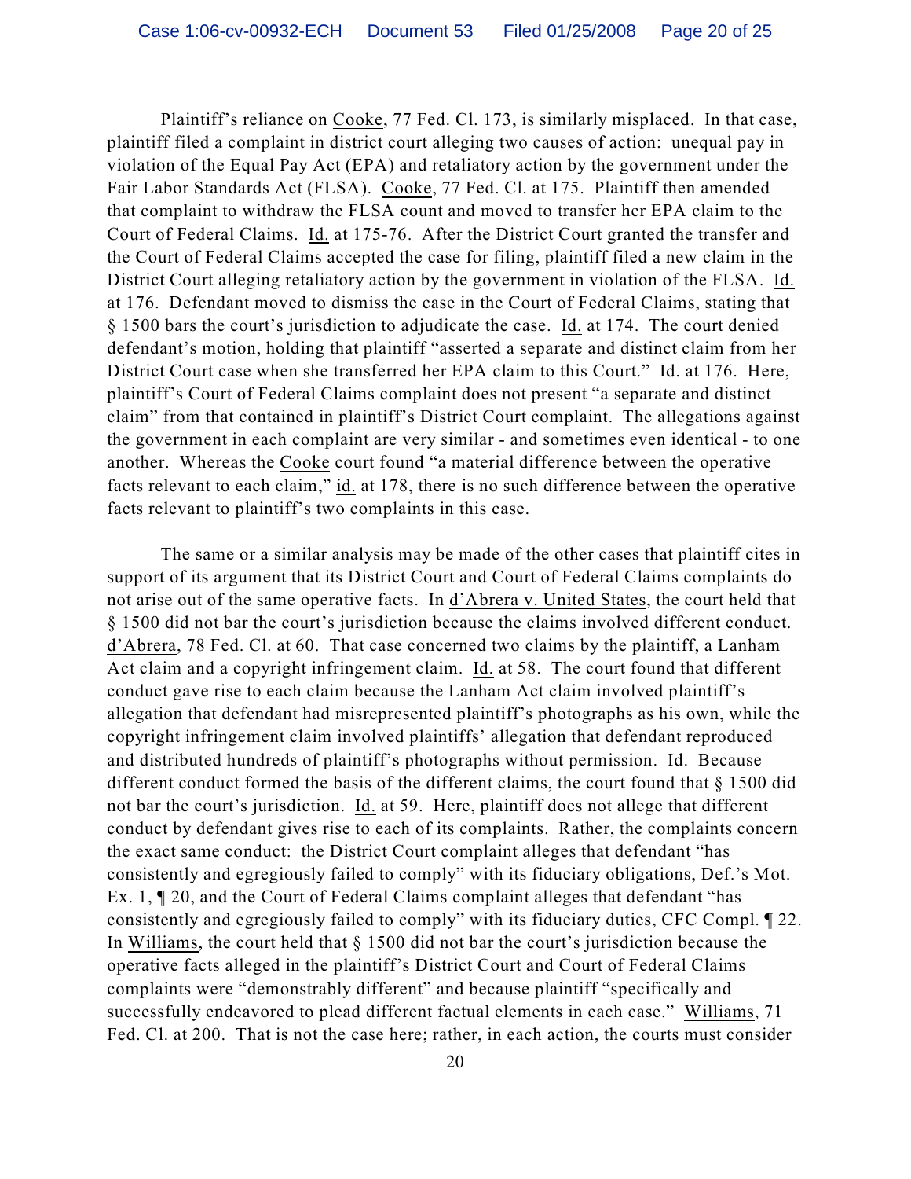Plaintiff's reliance on Cooke, 77 Fed. Cl. 173, is similarly misplaced. In that case, plaintiff filed a complaint in district court alleging two causes of action: unequal pay in violation of the Equal Pay Act (EPA) and retaliatory action by the government under the Fair Labor Standards Act (FLSA). Cooke, 77 Fed. Cl. at 175. Plaintiff then amended that complaint to withdraw the FLSA count and moved to transfer her EPA claim to the Court of Federal Claims. Id. at 175-76. After the District Court granted the transfer and the Court of Federal Claims accepted the case for filing, plaintiff filed a new claim in the District Court alleging retaliatory action by the government in violation of the FLSA. Id. at 176. Defendant moved to dismiss the case in the Court of Federal Claims, stating that § 1500 bars the court's jurisdiction to adjudicate the case. Id. at 174. The court denied defendant's motion, holding that plaintiff "asserted a separate and distinct claim from her District Court case when she transferred her EPA claim to this Court." Id. at 176. Here, plaintiff's Court of Federal Claims complaint does not present "a separate and distinct claim" from that contained in plaintiff's District Court complaint. The allegations against the government in each complaint are very similar - and sometimes even identical - to one another. Whereas the Cooke court found "a material difference between the operative facts relevant to each claim," id. at 178, there is no such difference between the operative facts relevant to plaintiff's two complaints in this case.

The same or a similar analysis may be made of the other cases that plaintiff cites in support of its argument that its District Court and Court of Federal Claims complaints do not arise out of the same operative facts. In d'Abrera v. United States, the court held that § 1500 did not bar the court's jurisdiction because the claims involved different conduct. d'Abrera, 78 Fed. Cl. at 60. That case concerned two claims by the plaintiff, a Lanham Act claim and a copyright infringement claim. Id. at 58. The court found that different conduct gave rise to each claim because the Lanham Act claim involved plaintiff's allegation that defendant had misrepresented plaintiff's photographs as his own, while the copyright infringement claim involved plaintiffs' allegation that defendant reproduced and distributed hundreds of plaintiff's photographs without permission. Id. Because different conduct formed the basis of the different claims, the court found that § 1500 did not bar the court's jurisdiction. Id. at 59. Here, plaintiff does not allege that different conduct by defendant gives rise to each of its complaints. Rather, the complaints concern the exact same conduct: the District Court complaint alleges that defendant "has consistently and egregiously failed to comply" with its fiduciary obligations, Def.'s Mot. Ex. 1, ¶ 20, and the Court of Federal Claims complaint alleges that defendant "has consistently and egregiously failed to comply" with its fiduciary duties, CFC Compl. ¶ 22. In Williams, the court held that § 1500 did not bar the court's jurisdiction because the operative facts alleged in the plaintiff's District Court and Court of Federal Claims complaints were "demonstrably different" and because plaintiff "specifically and successfully endeavored to plead different factual elements in each case." Williams, 71 Fed. Cl. at 200. That is not the case here; rather, in each action, the courts must consider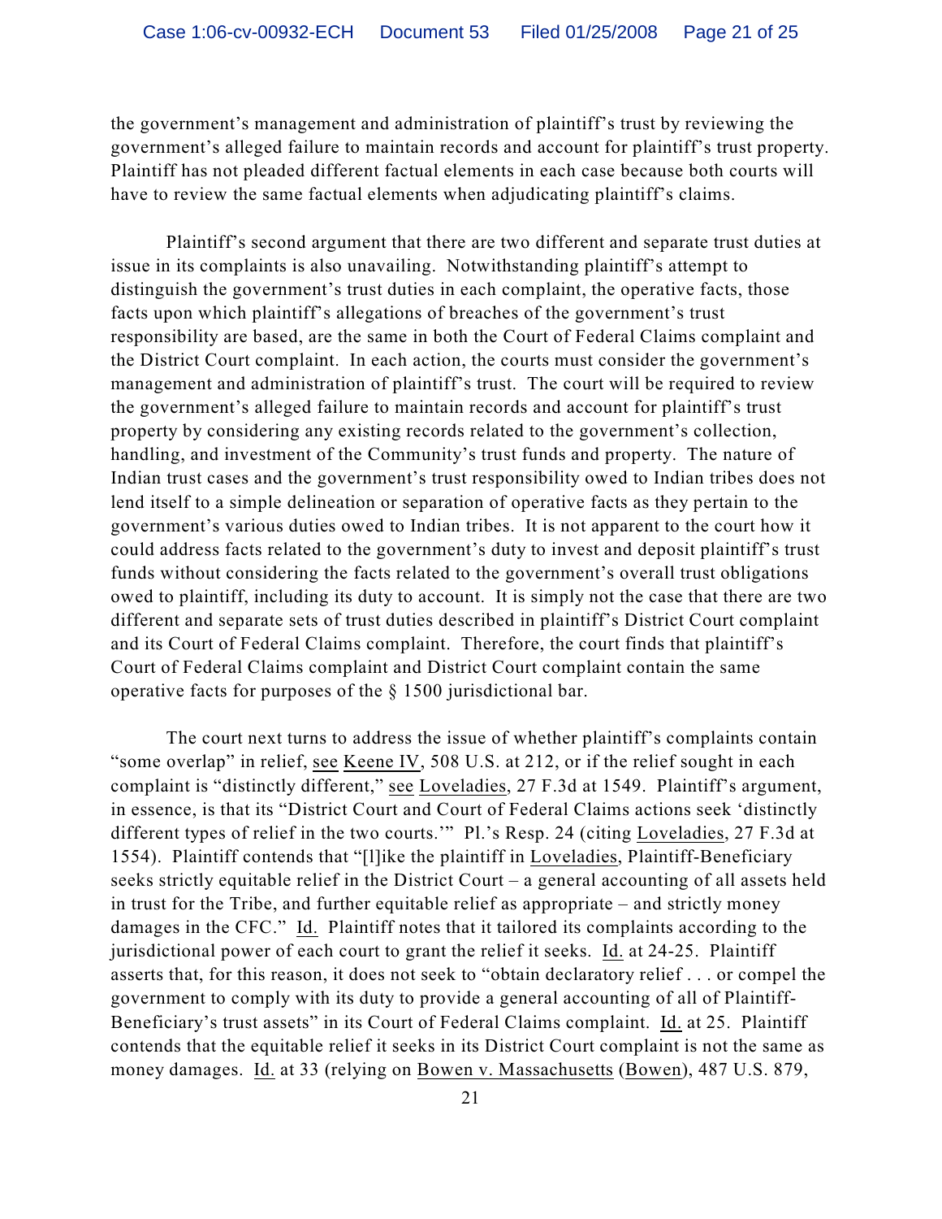the government's management and administration of plaintiff's trust by reviewing the government's alleged failure to maintain records and account for plaintiff's trust property. Plaintiff has not pleaded different factual elements in each case because both courts will have to review the same factual elements when adjudicating plaintiff's claims.

Plaintiff's second argument that there are two different and separate trust duties at issue in its complaints is also unavailing. Notwithstanding plaintiff's attempt to distinguish the government's trust duties in each complaint, the operative facts, those facts upon which plaintiff's allegations of breaches of the government's trust responsibility are based, are the same in both the Court of Federal Claims complaint and the District Court complaint. In each action, the courts must consider the government's management and administration of plaintiff's trust. The court will be required to review the government's alleged failure to maintain records and account for plaintiff's trust property by considering any existing records related to the government's collection, handling, and investment of the Community's trust funds and property. The nature of Indian trust cases and the government's trust responsibility owed to Indian tribes does not lend itself to a simple delineation or separation of operative facts as they pertain to the government's various duties owed to Indian tribes. It is not apparent to the court how it could address facts related to the government's duty to invest and deposit plaintiff's trust funds without considering the facts related to the government's overall trust obligations owed to plaintiff, including its duty to account. It is simply not the case that there are two different and separate sets of trust duties described in plaintiff's District Court complaint and its Court of Federal Claims complaint. Therefore, the court finds that plaintiff's Court of Federal Claims complaint and District Court complaint contain the same operative facts for purposes of the § 1500 jurisdictional bar.

The court next turns to address the issue of whether plaintiff's complaints contain "some overlap" in relief, see Keene IV, 508 U.S. at 212, or if the relief sought in each complaint is "distinctly different," see Loveladies, 27 F.3d at 1549. Plaintiff's argument, in essence, is that its "District Court and Court of Federal Claims actions seek 'distinctly different types of relief in the two courts.'" Pl.'s Resp. 24 (citing Loveladies, 27 F.3d at 1554). Plaintiff contends that "[l]ike the plaintiff in Loveladies, Plaintiff-Beneficiary seeks strictly equitable relief in the District Court – a general accounting of all assets held in trust for the Tribe, and further equitable relief as appropriate – and strictly money damages in the CFC." Id. Plaintiff notes that it tailored its complaints according to the jurisdictional power of each court to grant the relief it seeks. Id. at 24-25. Plaintiff asserts that, for this reason, it does not seek to "obtain declaratory relief . . . or compel the government to comply with its duty to provide a general accounting of all of Plaintiff-Beneficiary's trust assets" in its Court of Federal Claims complaint. Id. at 25. Plaintiff contends that the equitable relief it seeks in its District Court complaint is not the same as money damages. Id. at 33 (relying on Bowen v. Massachusetts (Bowen), 487 U.S. 879,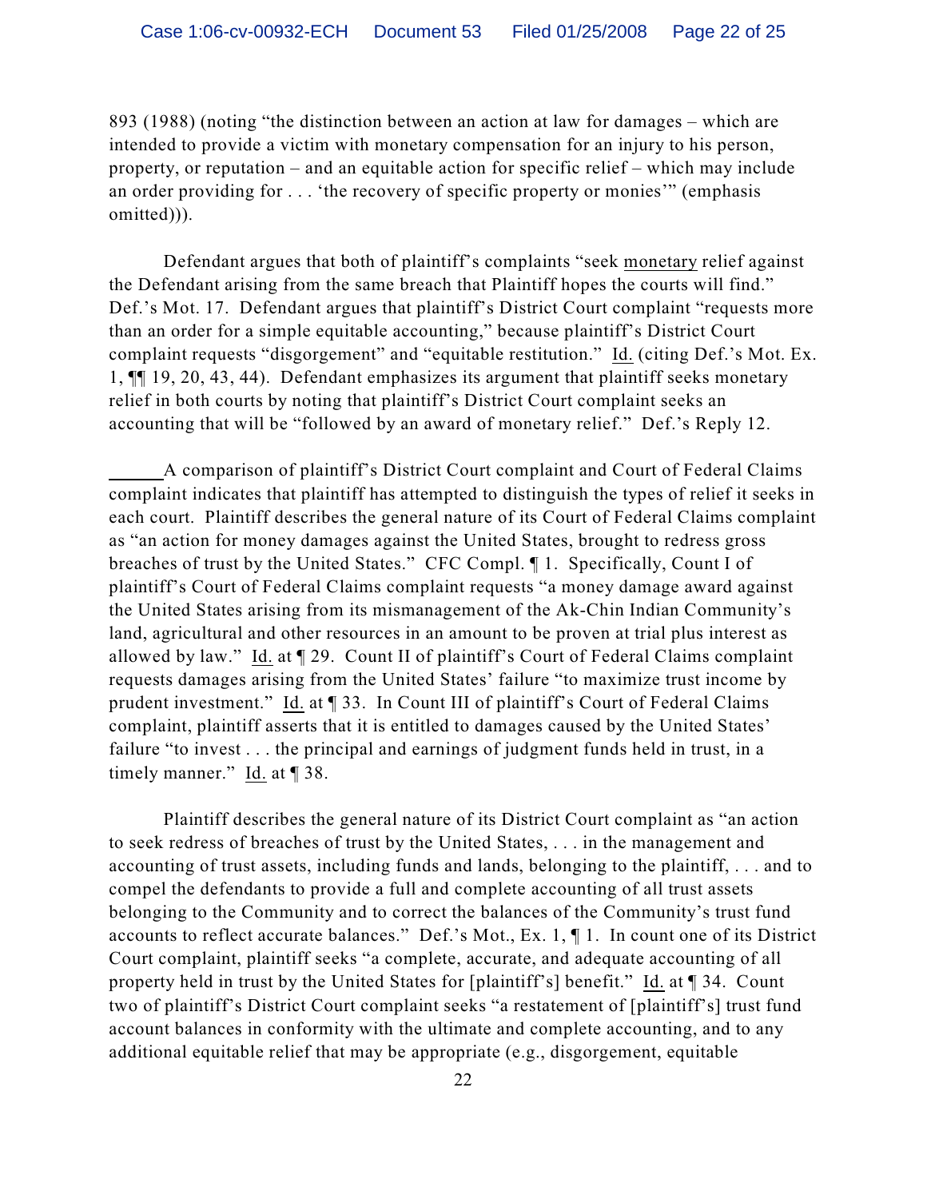893 (1988) (noting "the distinction between an action at law for damages – which are intended to provide a victim with monetary compensation for an injury to his person, property, or reputation – and an equitable action for specific relief – which may include an order providing for . . . 'the recovery of specific property or monies'" (emphasis omitted))).

Defendant argues that both of plaintiff's complaints "seek monetary relief against the Defendant arising from the same breach that Plaintiff hopes the courts will find." Def.'s Mot. 17. Defendant argues that plaintiff's District Court complaint "requests more than an order for a simple equitable accounting," because plaintiff's District Court complaint requests "disgorgement" and "equitable restitution." Id. (citing Def.'s Mot. Ex. 1, ¶¶ 19, 20, 43, 44). Defendant emphasizes its argument that plaintiff seeks monetary relief in both courts by noting that plaintiff's District Court complaint seeks an accounting that will be "followed by an award of monetary relief." Def.'s Reply 12.

A comparison of plaintiff's District Court complaint and Court of Federal Claims complaint indicates that plaintiff has attempted to distinguish the types of relief it seeks in each court. Plaintiff describes the general nature of its Court of Federal Claims complaint as "an action for money damages against the United States, brought to redress gross breaches of trust by the United States." CFC Compl. ¶ 1. Specifically, Count I of plaintiff's Court of Federal Claims complaint requests "a money damage award against the United States arising from its mismanagement of the Ak-Chin Indian Community's land, agricultural and other resources in an amount to be proven at trial plus interest as allowed by law." Id. at ¶ 29. Count II of plaintiff's Court of Federal Claims complaint requests damages arising from the United States' failure "to maximize trust income by prudent investment." Id. at ¶ 33. In Count III of plaintiff's Court of Federal Claims complaint, plaintiff asserts that it is entitled to damages caused by the United States' failure "to invest . . . the principal and earnings of judgment funds held in trust, in a timely manner." Id. at ¶ 38.

Plaintiff describes the general nature of its District Court complaint as "an action to seek redress of breaches of trust by the United States, . . . in the management and accounting of trust assets, including funds and lands, belonging to the plaintiff, . . . and to compel the defendants to provide a full and complete accounting of all trust assets belonging to the Community and to correct the balances of the Community's trust fund accounts to reflect accurate balances." Def.'s Mot., Ex. 1, ¶ 1. In count one of its District Court complaint, plaintiff seeks "a complete, accurate, and adequate accounting of all property held in trust by the United States for [plaintiff's] benefit." Id. at ¶ 34. Count two of plaintiff's District Court complaint seeks "a restatement of [plaintiff's] trust fund account balances in conformity with the ultimate and complete accounting, and to any additional equitable relief that may be appropriate (e.g., disgorgement, equitable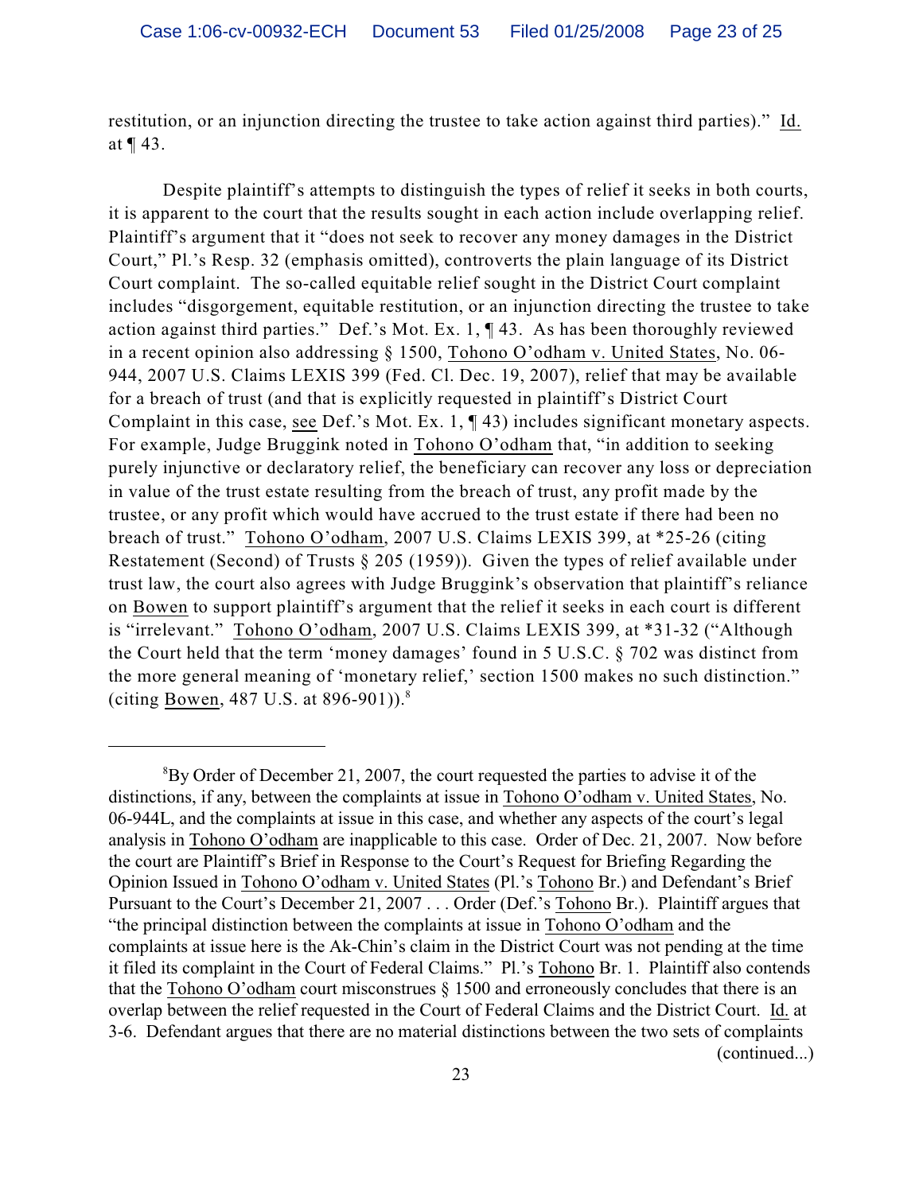restitution, or an injunction directing the trustee to take action against third parties)." Id. at ¶ 43.

Despite plaintiff's attempts to distinguish the types of relief it seeks in both courts, it is apparent to the court that the results sought in each action include overlapping relief. Plaintiff's argument that it "does not seek to recover any money damages in the District Court," Pl.'s Resp. 32 (emphasis omitted), controverts the plain language of its District Court complaint. The so-called equitable relief sought in the District Court complaint includes "disgorgement, equitable restitution, or an injunction directing the trustee to take action against third parties." Def.'s Mot. Ex. 1, ¶ 43. As has been thoroughly reviewed in a recent opinion also addressing § 1500, Tohono O'odham v. United States, No. 06-944, 2007 U.S. Claims LEXIS 399 (Fed. Cl. Dec. 19, 2007), relief that may be available for a breach of trust (and that is explicitly requested in plaintiff's District Court Complaint in this case, see Def.'s Mot. Ex. 1, ¶ 43) includes significant monetary aspects. For example, Judge Bruggink noted in Tohono O'odham that, "in addition to seeking purely injunctive or declaratory relief, the beneficiary can recover any loss or depreciation in value of the trust estate resulting from the breach of trust, any profit made by the trustee, or any profit which would have accrued to the trust estate if there had been no breach of trust." Tohono O'odham, 2007 U.S. Claims LEXIS 399, at *25-26 (citing Restatement (Second) of Trusts § 205 (1959)). Given the types of relief available under trust law, the court also agrees with Judge Bruggink's observation that plaintiff's reliance on Bowen to support plaintiff's argument that the relief it seeks in each court is different is "irrelevant." Tohono O'odham, 2007 U.S. Claims LEXIS 399, at *31-32 ("Although the Court held that the term 'money damages' found in 5 U.S.C. § 702 was distinct from the more general meaning of 'monetary relief,' section 1500 makes no such distinction." (citing Bowen, 487 U.S. at 896-901)).[8]

---

[8]By Order of December 21, 2007, the court requested the parties to advise it of the distinctions, if any, between the complaints at issue in Tohono O'odham v. United States, No. 06-944L, and the complaints at issue in this case, and whether any aspects of the court's legal analysis in Tohono O'odham are inapplicable to this case. Order of Dec. 21, 2007. Now before the court are Plaintiff's Brief in Response to the Court's Request for Briefing Regarding the Opinion Issued in Tohono O'odham v. United States (Pl.'s Tohono Br.) and Defendant's Brief Pursuant to the Court's December 21, 2007 . . . Order (Def.'s Tohono Br.). Plaintiff argues that "the principal distinction between the complaints at issue in Tohono O'odham and the complaints at issue here is the Ak-Chin's claim in the District Court was not pending at the time it filed its complaint in the Court of Federal Claims." Pl.'s Tohono Br. 1. Plaintiff also contends that the Tohono O'odham court misconstrues § 1500 and erroneously concludes that there is an overlap between the relief requested in the Court of Federal Claims and the District Court. Id. at 3-6. Defendant argues that there are no material distinctions between the two sets of complaints (continued...)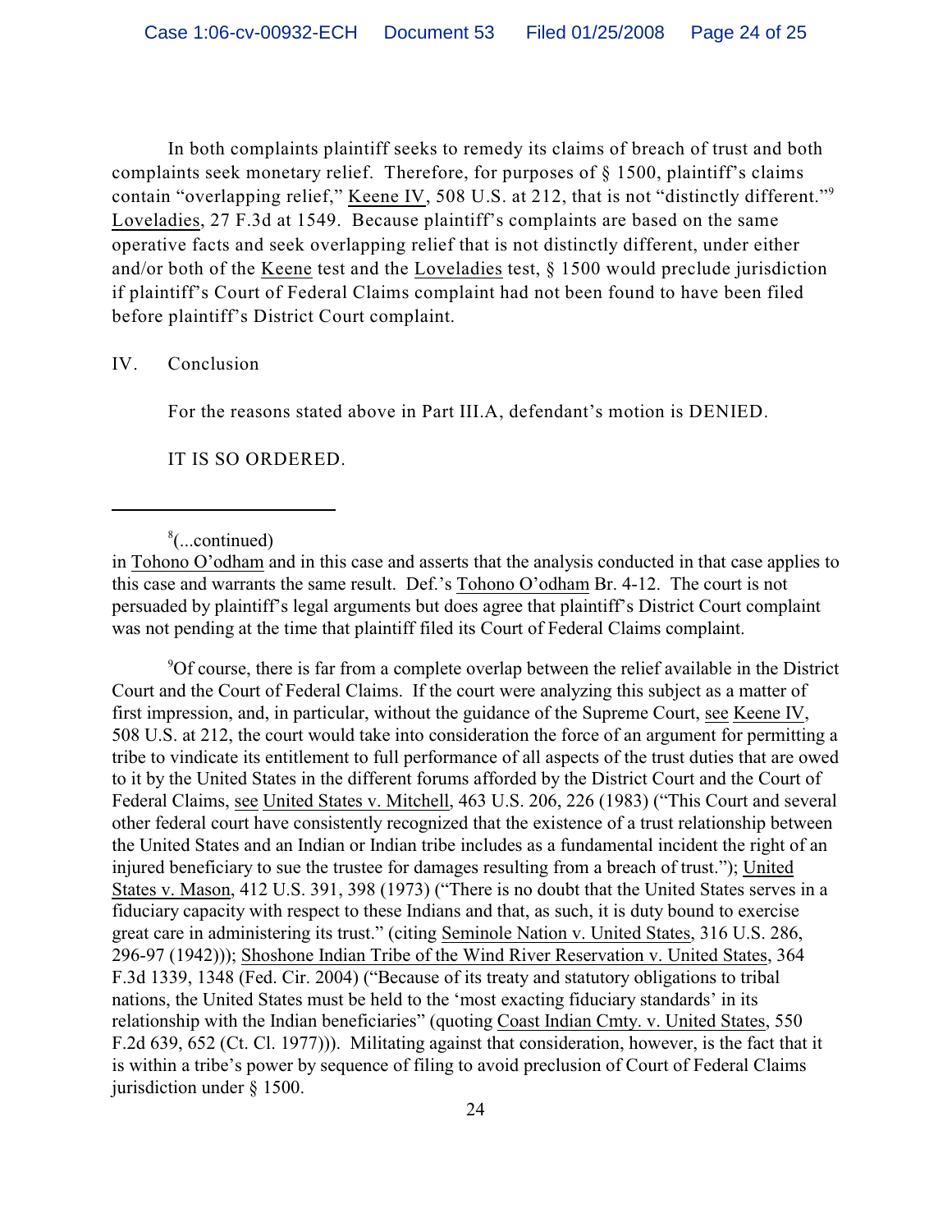In both complaints plaintiff seeks to remedy its claims of breach of trust and both complaints seek monetary relief. Therefore, for purposes of § 1500, plaintiff's claims contain "overlapping relief," Keene IV, 508 U.S. at 212, that is not "distinctly different."[9] Loveladies, 27 F.3d at 1549. Because plaintiff's complaints are based on the same operative facts and seek overlapping relief that is not distinctly different, under either and/or both of the Keene test and the Loveladies test, § 1500 would preclude jurisdiction if plaintiff's Court of Federal Claims complaint had not been found to have been filed before plaintiff's District Court complaint.

IV. Conclusion

For the reasons stated above in Part III.A, defendant's motion is DENIED.

IT IS SO ORDERED.

---

[8](...continued)
in Tohono O'odham and in this case and asserts that the analysis conducted in that case applies to this case and warrants the same result. Def.'s Tohono O'odham Br. 4-12. The court is not persuaded by plaintiff's legal arguments but does agree that plaintiff's District Court complaint was not pending at the time that plaintiff filed its Court of Federal Claims complaint.

[9]Of course, there is far from a complete overlap between the relief available in the District Court and the Court of Federal Claims. If the court were analyzing this subject as a matter of first impression, and, in particular, without the guidance of the Supreme Court, see Keene IV, 508 U.S. at 212, the court would take into consideration the force of an argument for permitting a tribe to vindicate its entitlement to full performance of all aspects of the trust duties that are owed to it by the United States in the different forums afforded by the District Court and the Court of Federal Claims, see United States v. Mitchell, 463 U.S. 206, 226 (1983) ("This Court and several other federal court have consistently recognized that the existence of a trust relationship between the United States and an Indian or Indian tribe includes as a fundamental incident the right of an injured beneficiary to sue the trustee for damages resulting from a breach of trust."); United States v. Mason, 412 U.S. 391, 398 (1973) ("There is no doubt that the United States serves in a fiduciary capacity with respect to these Indians and that, as such, it is duty bound to exercise great care in administering its trust." (citing Seminole Nation v. United States, 316 U.S. 286, 296-97 (1942))); Shoshone Indian Tribe of the Wind River Reservation v. United States, 364 F.3d 1339, 1348 (Fed. Cir. 2004) ("Because of its treaty and statutory obligations to tribal nations, the United States must be held to the 'most exacting fiduciary standards' in its relationship with the Indian beneficiaries" (quoting Coast Indian Cmty. v. United States, 550 F.2d 639, 652 (Ct. Cl. 1977))). Militating against that consideration, however, is the fact that it is within a tribe's power by sequence of filing to avoid preclusion of Court of Federal Claims jurisdiction under § 1500.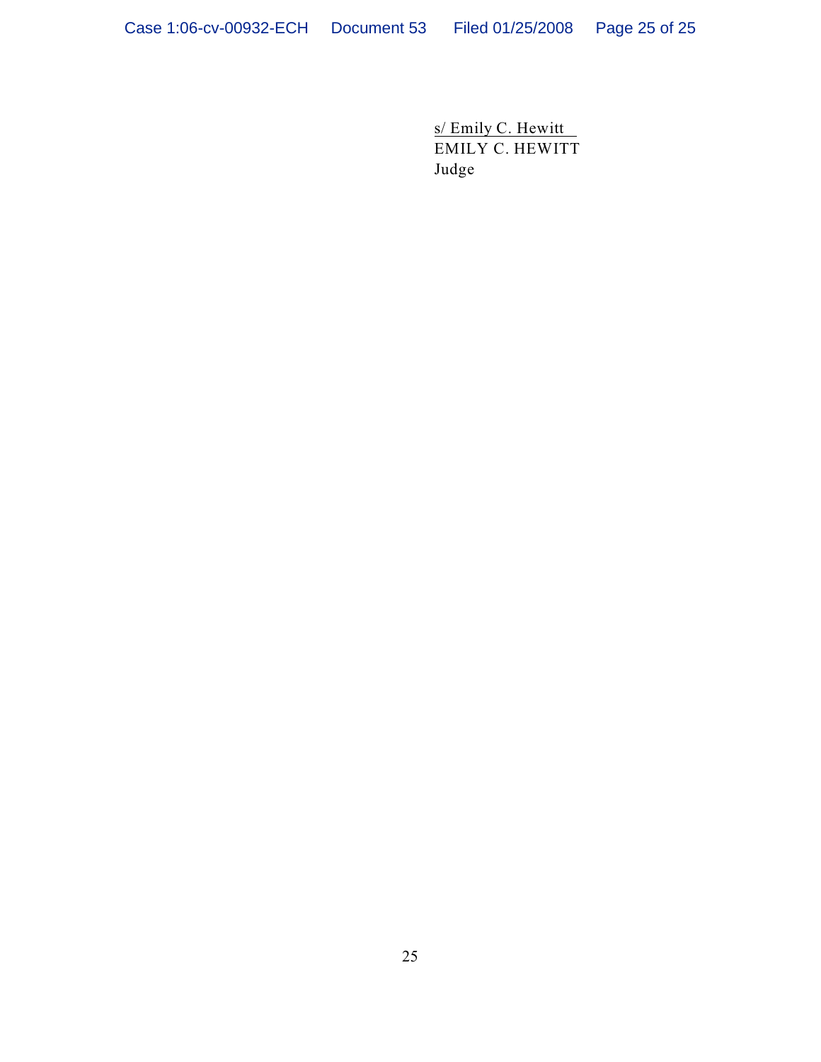s/ Emily C. Hewitt

EMILY C. HEWITT

Judge